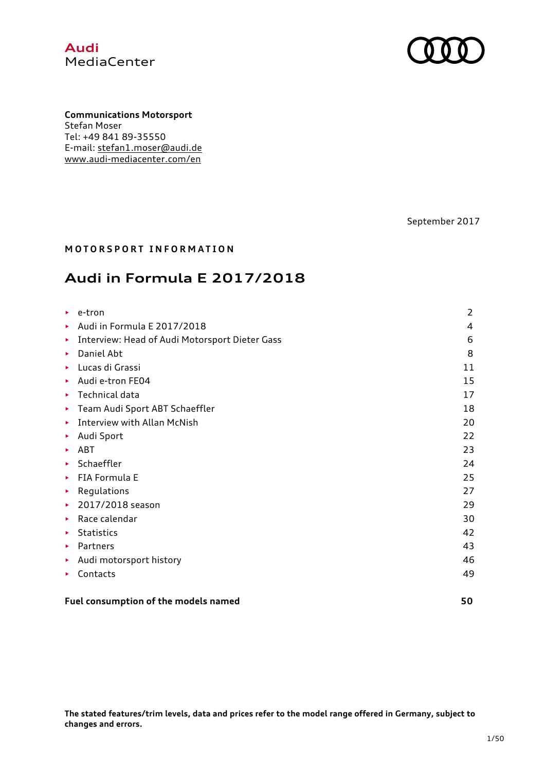**Audi**
MediaCenter

**Communications Motorsport**
Stefan Moser
Tel: +49 841 89-35550
E-mail: stefan1.moser@audi.de
www.audi-mediacenter.com/en

September 2017

**MOTORSPORT INFORMATION**

# Audi in Formula E 2017/2018

| | |
|---|---|
| ▸ e-tron | 2 |
| ▸ Audi in Formula E 2017/2018 | 4 |
| ▸ Interview: Head of Audi Motorsport Dieter Gass | 6 |
| ▸ Daniel Abt | 8 |
| ▸ Lucas di Grassi | 11 |
| ▸ Audi e-tron FE04 | 15 |
| ▸ Technical data | 17 |
| ▸ Team Audi Sport ABT Schaeffler | 18 |
| ▸ Interview with Allan McNish | 20 |
| ▸ Audi Sport | 22 |
| ▸ ABT | 23 |
| ▸ Schaeffler | 24 |
| ▸ FIA Formula E | 25 |
| ▸ Regulations | 27 |
| ▸ 2017/2018 season | 29 |
| ▸ Race calendar | 30 |
| ▸ Statistics | 42 |
| ▸ Partners | 43 |
| ▸ Audi motorsport history | 46 |
| ▸ Contacts | 49 |
| **Fuel consumption of the models named** | **50** |

**The stated features/trim levels, data and prices refer to the model range offered in Germany, subject to changes and errors.**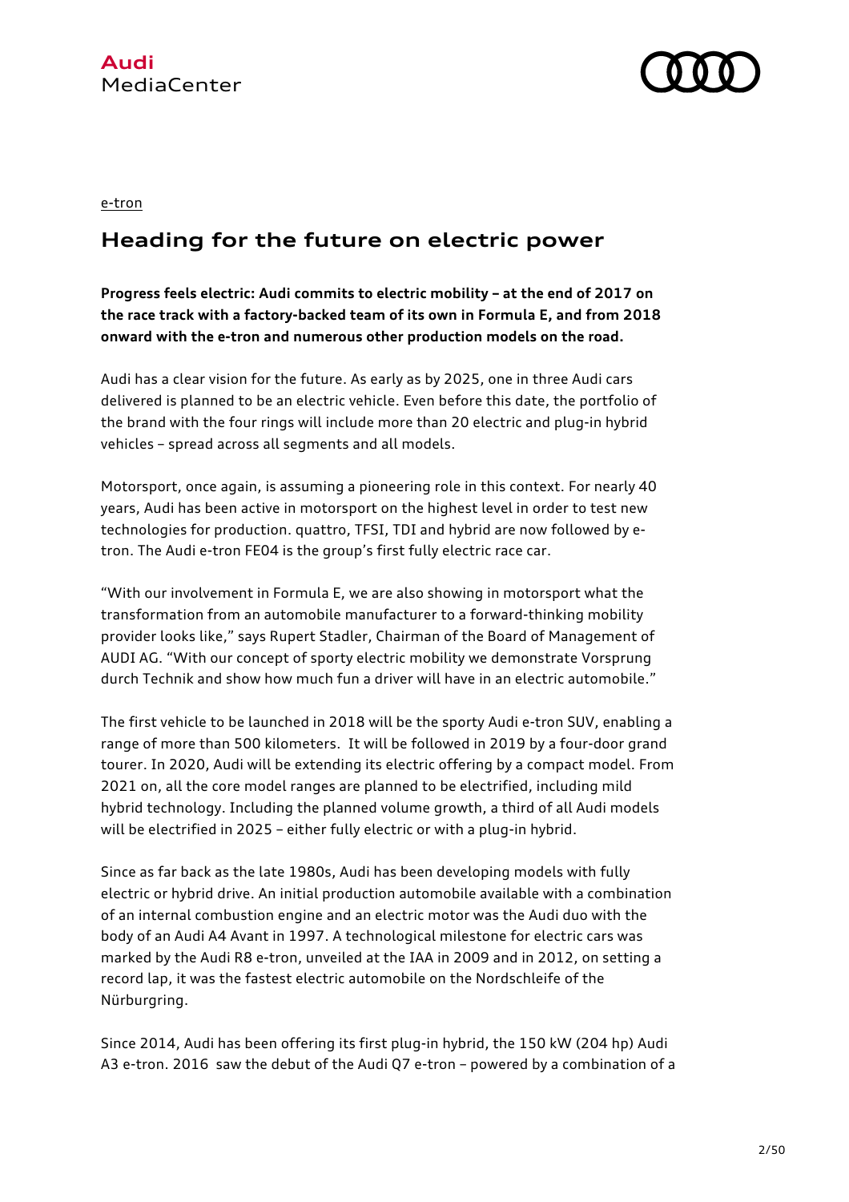e-tron

## Heading for the future on electric power

**Progress feels electric: Audi commits to electric mobility – at the end of 2017 on the race track with a factory-backed team of its own in Formula E, and from 2018 onward with the e-tron and numerous other production models on the road.**

Audi has a clear vision for the future. As early as by 2025, one in three Audi cars delivered is planned to be an electric vehicle. Even before this date, the portfolio of the brand with the four rings will include more than 20 electric and plug-in hybrid vehicles – spread across all segments and all models.

Motorsport, once again, is assuming a pioneering role in this context. For nearly 40 years, Audi has been active in motorsport on the highest level in order to test new technologies for production. quattro, TFSI, TDI and hybrid are now followed by e-tron. The Audi e-tron FE04 is the group's first fully electric race car.

"With our involvement in Formula E, we are also showing in motorsport what the transformation from an automobile manufacturer to a forward-thinking mobility provider looks like," says Rupert Stadler, Chairman of the Board of Management of AUDI AG. "With our concept of sporty electric mobility we demonstrate Vorsprung durch Technik and show how much fun a driver will have in an electric automobile."

The first vehicle to be launched in 2018 will be the sporty Audi e-tron SUV, enabling a range of more than 500 kilometers. It will be followed in 2019 by a four-door grand tourer. In 2020, Audi will be extending its electric offering by a compact model. From 2021 on, all the core model ranges are planned to be electrified, including mild hybrid technology. Including the planned volume growth, a third of all Audi models will be electrified in 2025 – either fully electric or with a plug-in hybrid.

Since as far back as the late 1980s, Audi has been developing models with fully electric or hybrid drive. An initial production automobile available with a combination of an internal combustion engine and an electric motor was the Audi duo with the body of an Audi A4 Avant in 1997. A technological milestone for electric cars was marked by the Audi R8 e-tron, unveiled at the IAA in 2009 and in 2012, on setting a record lap, it was the fastest electric automobile on the Nordschleife of the Nürburgring.

Since 2014, Audi has been offering its first plug-in hybrid, the 150 kW (204 hp) Audi A3 e-tron. 2016 saw the debut of the Audi Q7 e-tron – powered by a combination of a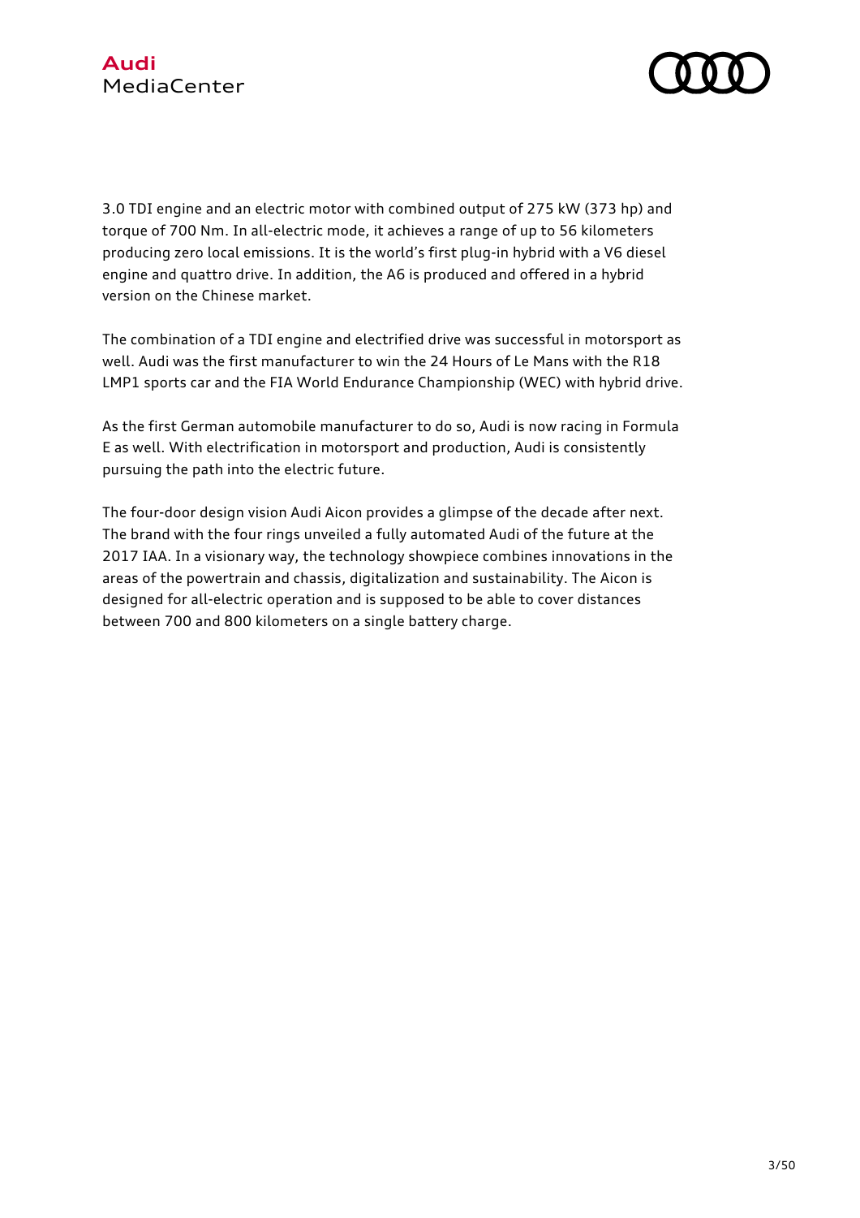3.0 TDI engine and an electric motor with combined output of 275 kW (373 hp) and torque of 700 Nm. In all-electric mode, it achieves a range of up to 56 kilometers producing zero local emissions. It is the world's first plug-in hybrid with a V6 diesel engine and quattro drive. In addition, the A6 is produced and offered in a hybrid version on the Chinese market.

The combination of a TDI engine and electrified drive was successful in motorsport as well. Audi was the first manufacturer to win the 24 Hours of Le Mans with the R18 LMP1 sports car and the FIA World Endurance Championship (WEC) with hybrid drive.

As the first German automobile manufacturer to do so, Audi is now racing in Formula E as well. With electrification in motorsport and production, Audi is consistently pursuing the path into the electric future.

The four-door design vision Audi Aicon provides a glimpse of the decade after next. The brand with the four rings unveiled a fully automated Audi of the future at the 2017 IAA. In a visionary way, the technology showpiece combines innovations in the areas of the powertrain and chassis, digitalization and sustainability. The Aicon is designed for all-electric operation and is supposed to be able to cover distances between 700 and 800 kilometers on a single battery charge.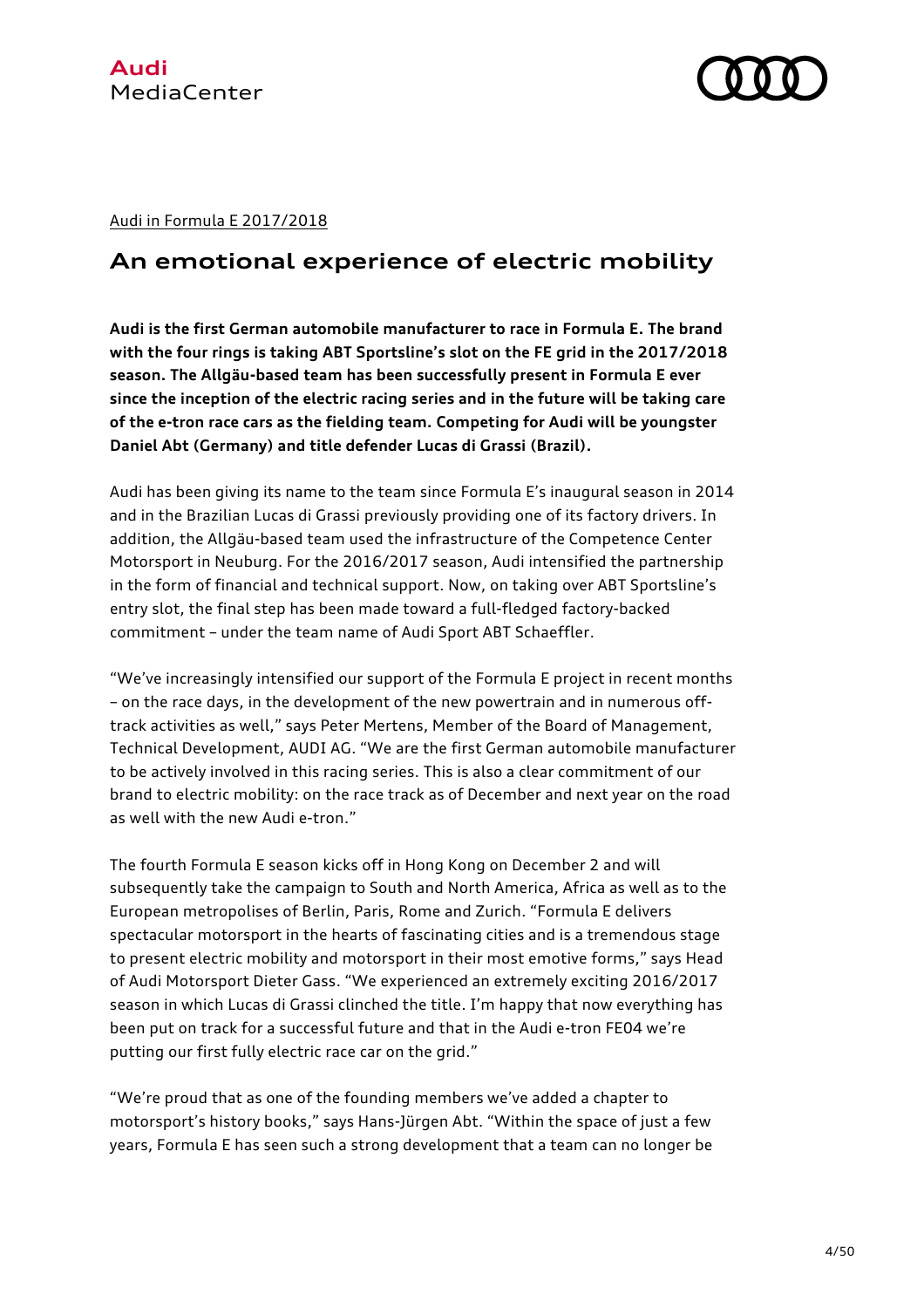Audi in Formula E 2017/2018

## An emotional experience of electric mobility

**Audi is the first German automobile manufacturer to race in Formula E. The brand with the four rings is taking ABT Sportsline's slot on the FE grid in the 2017/2018 season. The Allgäu-based team has been successfully present in Formula E ever since the inception of the electric racing series and in the future will be taking care of the e-tron race cars as the fielding team. Competing for Audi will be youngster Daniel Abt (Germany) and title defender Lucas di Grassi (Brazil).**

Audi has been giving its name to the team since Formula E's inaugural season in 2014 and in the Brazilian Lucas di Grassi previously providing one of its factory drivers. In addition, the Allgäu-based team used the infrastructure of the Competence Center Motorsport in Neuburg. For the 2016/2017 season, Audi intensified the partnership in the form of financial and technical support. Now, on taking over ABT Sportsline's entry slot, the final step has been made toward a full-fledged factory-backed commitment – under the team name of Audi Sport ABT Schaeffler.

"We've increasingly intensified our support of the Formula E project in recent months – on the race days, in the development of the new powertrain and in numerous off-track activities as well," says Peter Mertens, Member of the Board of Management, Technical Development, AUDI AG. "We are the first German automobile manufacturer to be actively involved in this racing series. This is also a clear commitment of our brand to electric mobility: on the race track as of December and next year on the road as well with the new Audi e-tron."

The fourth Formula E season kicks off in Hong Kong on December 2 and will subsequently take the campaign to South and North America, Africa as well as to the European metropolises of Berlin, Paris, Rome and Zurich. "Formula E delivers spectacular motorsport in the hearts of fascinating cities and is a tremendous stage to present electric mobility and motorsport in their most emotive forms," says Head of Audi Motorsport Dieter Gass. "We experienced an extremely exciting 2016/2017 season in which Lucas di Grassi clinched the title. I'm happy that now everything has been put on track for a successful future and that in the Audi e-tron FE04 we're putting our first fully electric race car on the grid."

"We're proud that as one of the founding members we've added a chapter to motorsport's history books," says Hans-Jürgen Abt. "Within the space of just a few years, Formula E has seen such a strong development that a team can no longer be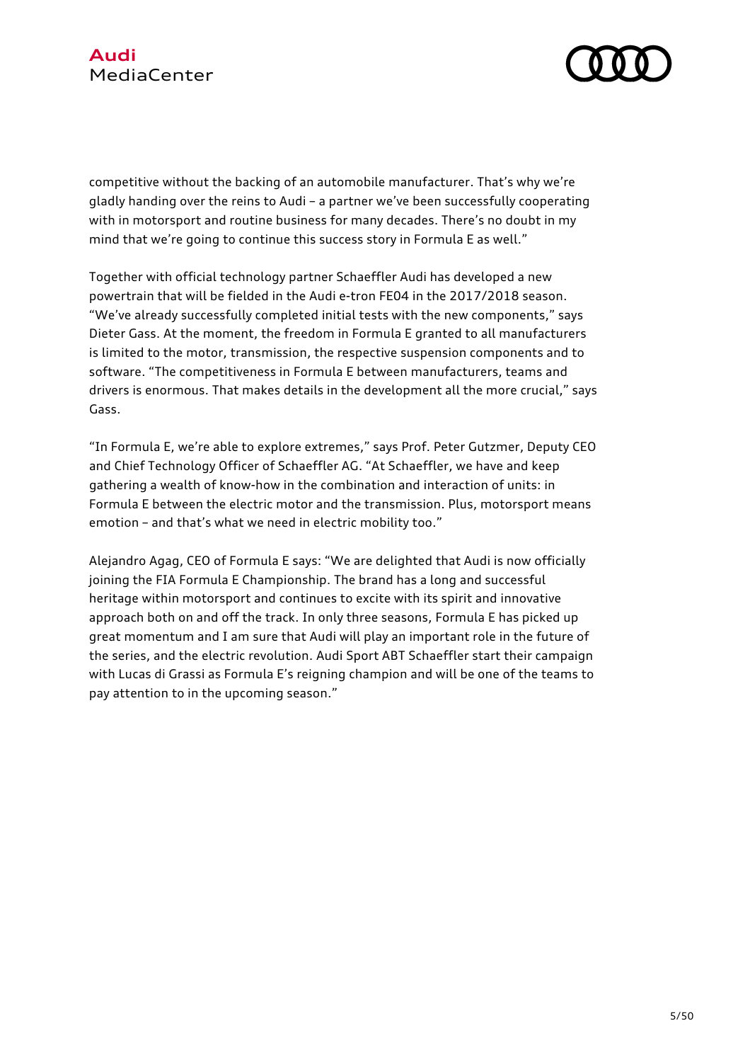competitive without the backing of an automobile manufacturer. That's why we're gladly handing over the reins to Audi – a partner we've been successfully cooperating with in motorsport and routine business for many decades. There's no doubt in my mind that we're going to continue this success story in Formula E as well."

Together with official technology partner Schaeffler Audi has developed a new powertrain that will be fielded in the Audi e-tron FE04 in the 2017/2018 season. "We've already successfully completed initial tests with the new components," says Dieter Gass. At the moment, the freedom in Formula E granted to all manufacturers is limited to the motor, transmission, the respective suspension components and to software. "The competitiveness in Formula E between manufacturers, teams and drivers is enormous. That makes details in the development all the more crucial," says Gass.

"In Formula E, we're able to explore extremes," says Prof. Peter Gutzmer, Deputy CEO and Chief Technology Officer of Schaeffler AG. "At Schaeffler, we have and keep gathering a wealth of know-how in the combination and interaction of units: in Formula E between the electric motor and the transmission. Plus, motorsport means emotion – and that's what we need in electric mobility too."

Alejandro Agag, CEO of Formula E says: "We are delighted that Audi is now officially joining the FIA Formula E Championship. The brand has a long and successful heritage within motorsport and continues to excite with its spirit and innovative approach both on and off the track. In only three seasons, Formula E has picked up great momentum and I am sure that Audi will play an important role in the future of the series, and the electric revolution. Audi Sport ABT Schaeffler start their campaign with Lucas di Grassi as Formula E's reigning champion and will be one of the teams to pay attention to in the upcoming season."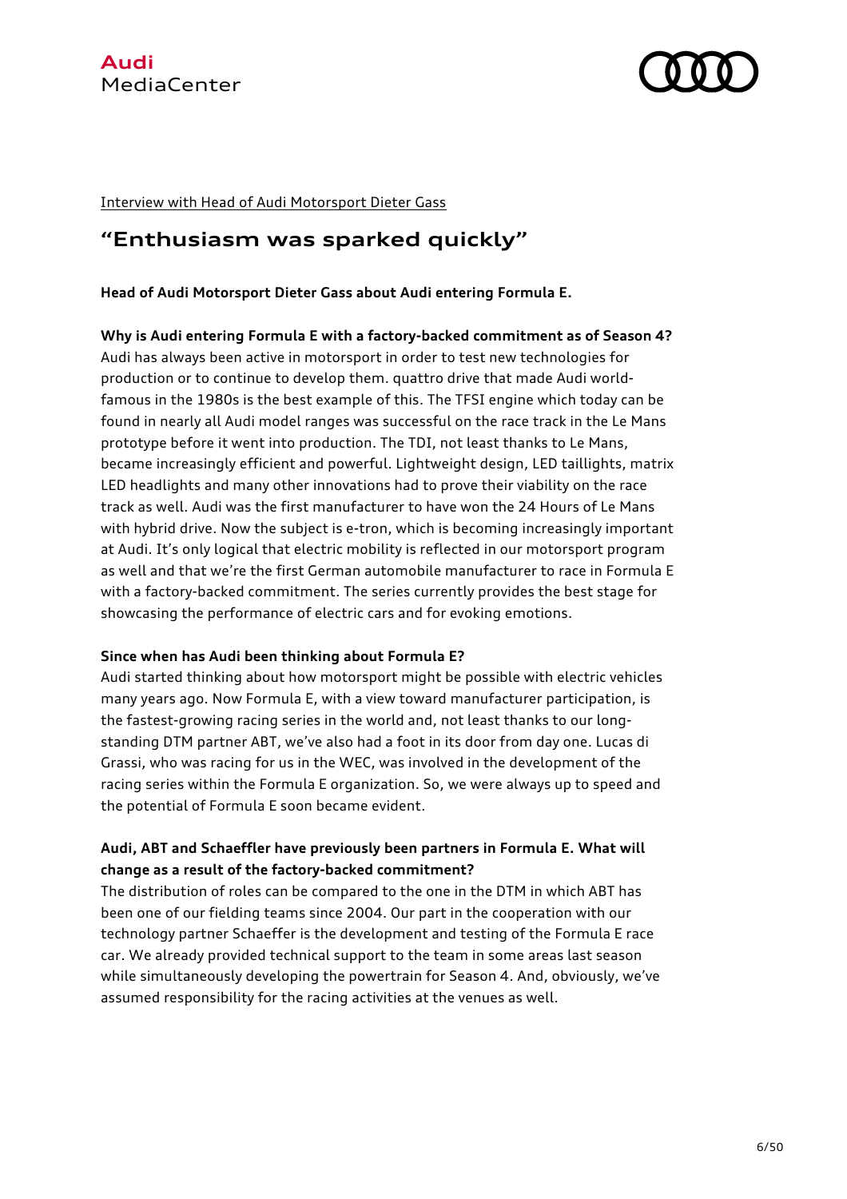Interview with Head of Audi Motorsport Dieter Gass

# "Enthusiasm was sparked quickly"

**Head of Audi Motorsport Dieter Gass about Audi entering Formula E.**

**Why is Audi entering Formula E with a factory-backed commitment as of Season 4?**
Audi has always been active in motorsport in order to test new technologies for production or to continue to develop them. quattro drive that made Audi world-famous in the 1980s is the best example of this. The TFSI engine which today can be found in nearly all Audi model ranges was successful on the race track in the Le Mans prototype before it went into production. The TDI, not least thanks to Le Mans, became increasingly efficient and powerful. Lightweight design, LED taillights, matrix LED headlights and many other innovations had to prove their viability on the race track as well. Audi was the first manufacturer to have won the 24 Hours of Le Mans with hybrid drive. Now the subject is e-tron, which is becoming increasingly important at Audi. It's only logical that electric mobility is reflected in our motorsport program as well and that we're the first German automobile manufacturer to race in Formula E with a factory-backed commitment. The series currently provides the best stage for showcasing the performance of electric cars and for evoking emotions.

**Since when has Audi been thinking about Formula E?**
Audi started thinking about how motorsport might be possible with electric vehicles many years ago. Now Formula E, with a view toward manufacturer participation, is the fastest-growing racing series in the world and, not least thanks to our long-standing DTM partner ABT, we've also had a foot in its door from day one. Lucas di Grassi, who was racing for us in the WEC, was involved in the development of the racing series within the Formula E organization. So, we were always up to speed and the potential of Formula E soon became evident.

**Audi, ABT and Schaeffler have previously been partners in Formula E. What will change as a result of the factory-backed commitment?**
The distribution of roles can be compared to the one in the DTM in which ABT has been one of our fielding teams since 2004. Our part in the cooperation with our technology partner Schaeffer is the development and testing of the Formula E race car. We already provided technical support to the team in some areas last season while simultaneously developing the powertrain for Season 4. And, obviously, we've assumed responsibility for the racing activities at the venues as well.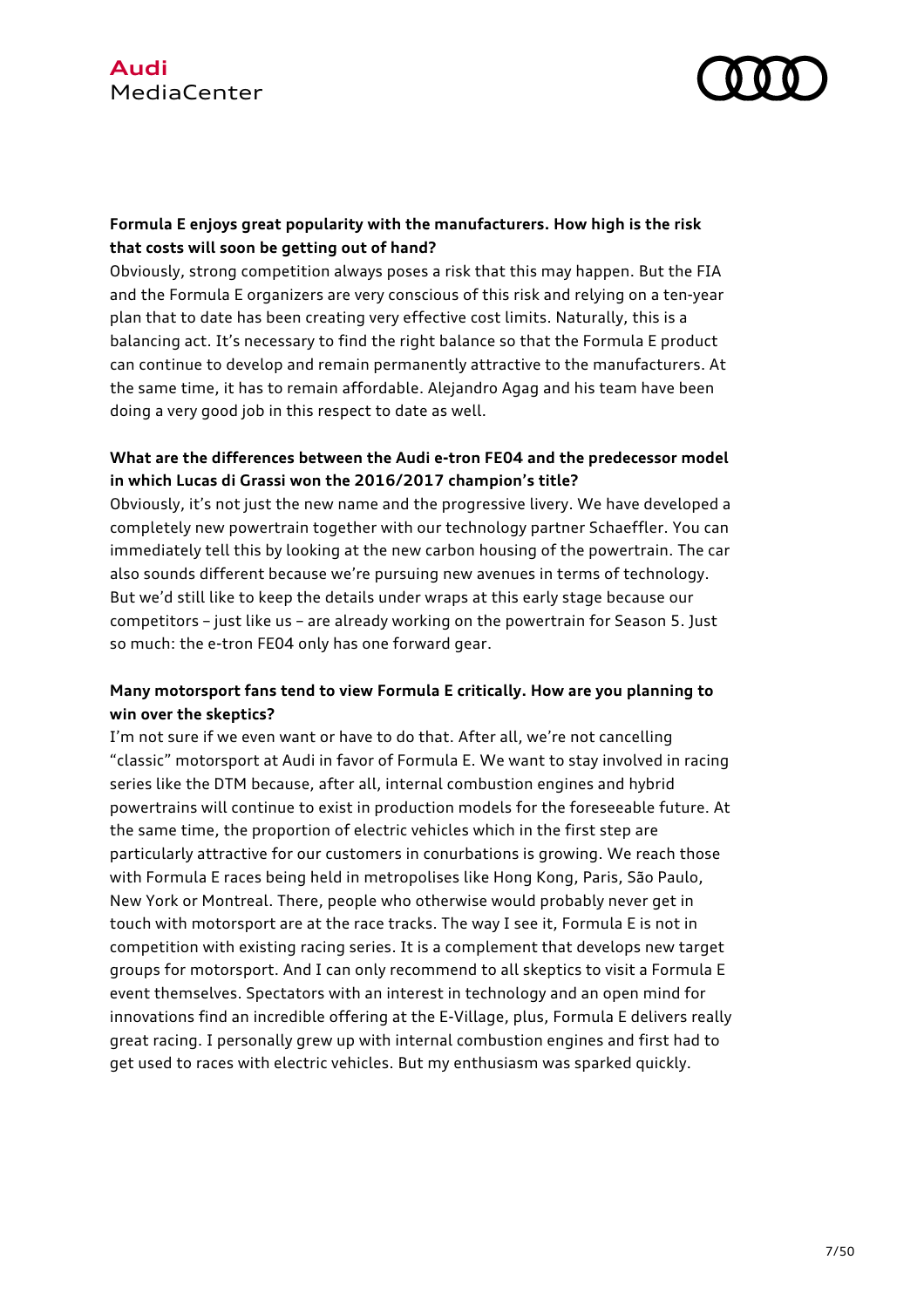**Formula E enjoys great popularity with the manufacturers. How high is the risk that costs will soon be getting out of hand?**

Obviously, strong competition always poses a risk that this may happen. But the FIA and the Formula E organizers are very conscious of this risk and relying on a ten-year plan that to date has been creating very effective cost limits. Naturally, this is a balancing act. It's necessary to find the right balance so that the Formula E product can continue to develop and remain permanently attractive to the manufacturers. At the same time, it has to remain affordable. Alejandro Agag and his team have been doing a very good job in this respect to date as well.

**What are the differences between the Audi e-tron FE04 and the predecessor model in which Lucas di Grassi won the 2016/2017 champion's title?**

Obviously, it's not just the new name and the progressive livery. We have developed a completely new powertrain together with our technology partner Schaeffler. You can immediately tell this by looking at the new carbon housing of the powertrain. The car also sounds different because we're pursuing new avenues in terms of technology. But we'd still like to keep the details under wraps at this early stage because our competitors – just like us – are already working on the powertrain for Season 5. Just so much: the e-tron FE04 only has one forward gear.

**Many motorsport fans tend to view Formula E critically. How are you planning to win over the skeptics?**

I'm not sure if we even want or have to do that. After all, we're not cancelling "classic" motorsport at Audi in favor of Formula E. We want to stay involved in racing series like the DTM because, after all, internal combustion engines and hybrid powertrains will continue to exist in production models for the foreseeable future. At the same time, the proportion of electric vehicles which in the first step are particularly attractive for our customers in conurbations is growing. We reach those with Formula E races being held in metropolises like Hong Kong, Paris, São Paulo, New York or Montreal. There, people who otherwise would probably never get in touch with motorsport are at the race tracks. The way I see it, Formula E is not in competition with existing racing series. It is a complement that develops new target groups for motorsport. And I can only recommend to all skeptics to visit a Formula E event themselves. Spectators with an interest in technology and an open mind for innovations find an incredible offering at the E-Village, plus, Formula E delivers really great racing. I personally grew up with internal combustion engines and first had to get used to races with electric vehicles. But my enthusiasm was sparked quickly.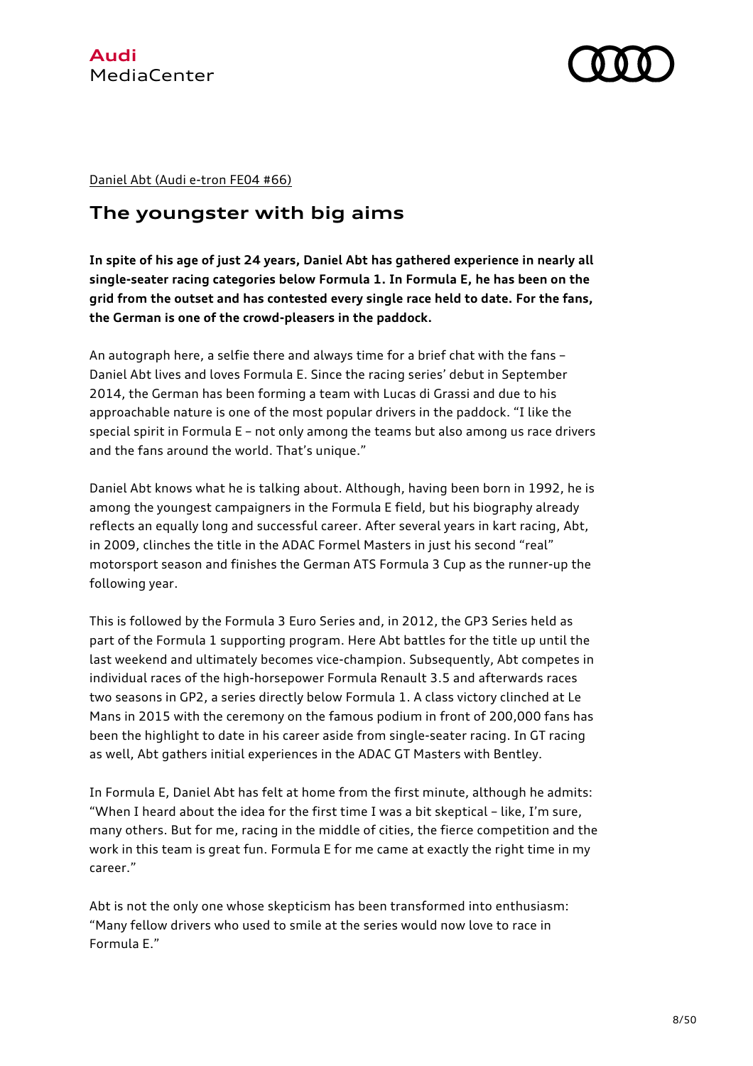Daniel Abt (Audi e-tron FE04 #66)

## The youngster with big aims

**In spite of his age of just 24 years, Daniel Abt has gathered experience in nearly all single-seater racing categories below Formula 1. In Formula E, he has been on the grid from the outset and has contested every single race held to date. For the fans, the German is one of the crowd-pleasers in the paddock.**

An autograph here, a selfie there and always time for a brief chat with the fans – Daniel Abt lives and loves Formula E. Since the racing series' debut in September 2014, the German has been forming a team with Lucas di Grassi and due to his approachable nature is one of the most popular drivers in the paddock. "I like the special spirit in Formula E – not only among the teams but also among us race drivers and the fans around the world. That's unique."

Daniel Abt knows what he is talking about. Although, having been born in 1992, he is among the youngest campaigners in the Formula E field, but his biography already reflects an equally long and successful career. After several years in kart racing, Abt, in 2009, clinches the title in the ADAC Formel Masters in just his second "real" motorsport season and finishes the German ATS Formula 3 Cup as the runner-up the following year.

This is followed by the Formula 3 Euro Series and, in 2012, the GP3 Series held as part of the Formula 1 supporting program. Here Abt battles for the title up until the last weekend and ultimately becomes vice-champion. Subsequently, Abt competes in individual races of the high-horsepower Formula Renault 3.5 and afterwards races two seasons in GP2, a series directly below Formula 1. A class victory clinched at Le Mans in 2015 with the ceremony on the famous podium in front of 200,000 fans has been the highlight to date in his career aside from single-seater racing. In GT racing as well, Abt gathers initial experiences in the ADAC GT Masters with Bentley.

In Formula E, Daniel Abt has felt at home from the first minute, although he admits: "When I heard about the idea for the first time I was a bit skeptical – like, I'm sure, many others. But for me, racing in the middle of cities, the fierce competition and the work in this team is great fun. Formula E for me came at exactly the right time in my career."

Abt is not the only one whose skepticism has been transformed into enthusiasm: "Many fellow drivers who used to smile at the series would now love to race in Formula E."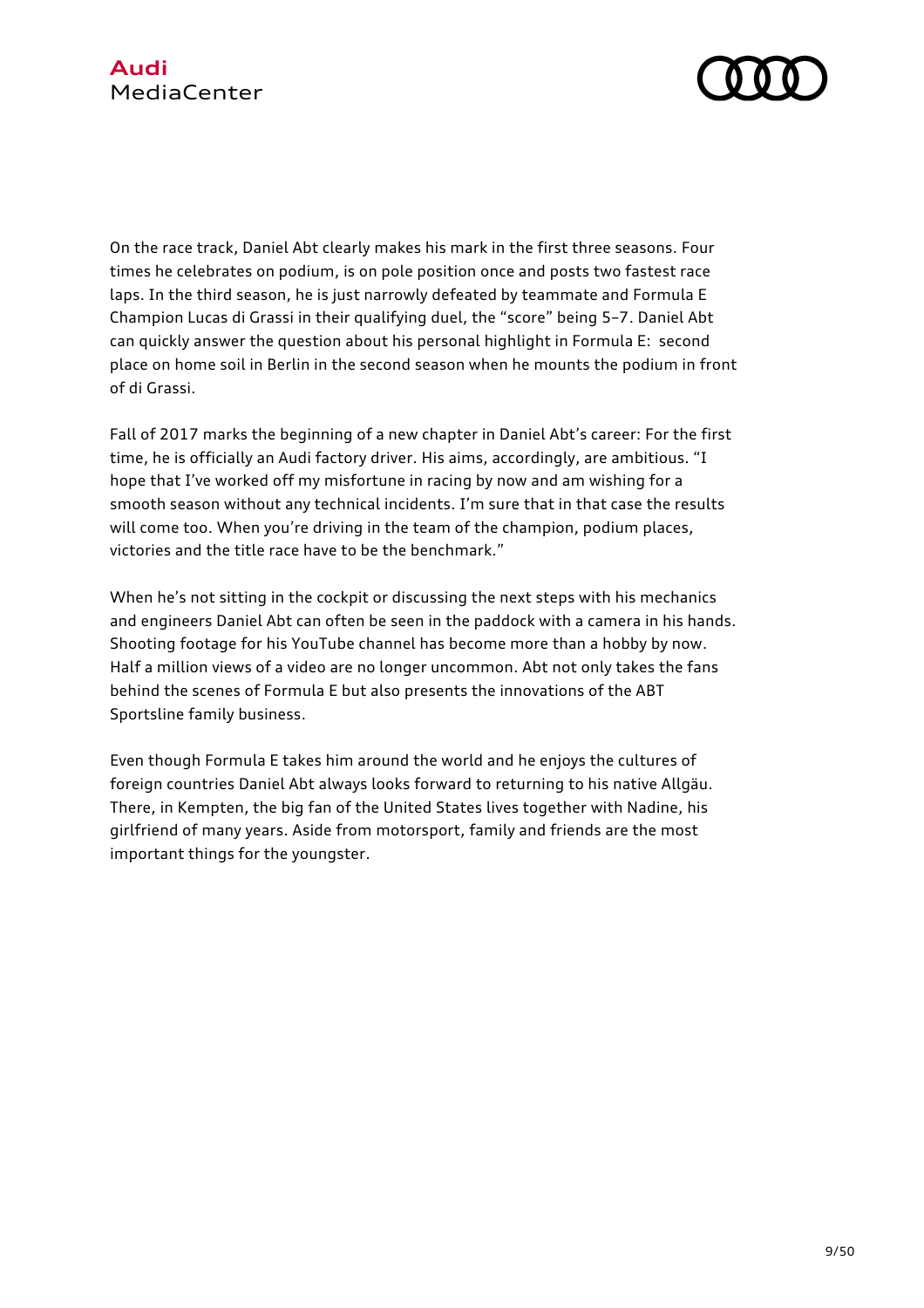On the race track, Daniel Abt clearly makes his mark in the first three seasons. Four times he celebrates on podium, is on pole position once and posts two fastest race laps. In the third season, he is just narrowly defeated by teammate and Formula E Champion Lucas di Grassi in their qualifying duel, the "score" being 5–7. Daniel Abt can quickly answer the question about his personal highlight in Formula E:  second place on home soil in Berlin in the second season when he mounts the podium in front of di Grassi.

Fall of 2017 marks the beginning of a new chapter in Daniel Abt's career: For the first time, he is officially an Audi factory driver. His aims, accordingly, are ambitious. "I hope that I've worked off my misfortune in racing by now and am wishing for a smooth season without any technical incidents. I'm sure that in that case the results will come too. When you're driving in the team of the champion, podium places, victories and the title race have to be the benchmark."

When he's not sitting in the cockpit or discussing the next steps with his mechanics and engineers Daniel Abt can often be seen in the paddock with a camera in his hands. Shooting footage for his YouTube channel has become more than a hobby by now. Half a million views of a video are no longer uncommon. Abt not only takes the fans behind the scenes of Formula E but also presents the innovations of the ABT Sportsline family business.

Even though Formula E takes him around the world and he enjoys the cultures of foreign countries Daniel Abt always looks forward to returning to his native Allgäu. There, in Kempten, the big fan of the United States lives together with Nadine, his girlfriend of many years. Aside from motorsport, family and friends are the most important things for the youngster.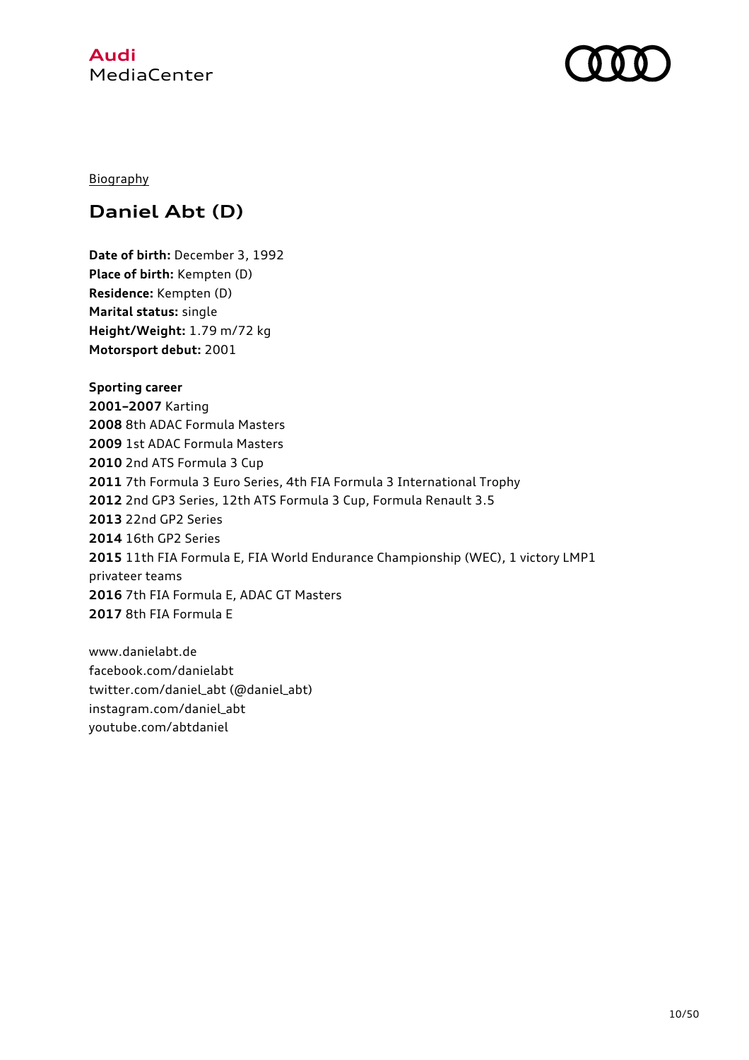Biography

# Daniel Abt (D)

**Date of birth:** December 3, 1992
**Place of birth:** Kempten (D)
**Residence:** Kempten (D)
**Marital status:** single
**Height/Weight:** 1.79 m/72 kg
**Motorsport debut:** 2001

**Sporting career**
**2001–2007** Karting
**2008** 8th ADAC Formula Masters
**2009** 1st ADAC Formula Masters
**2010** 2nd ATS Formula 3 Cup
**2011** 7th Formula 3 Euro Series, 4th FIA Formula 3 International Trophy
**2012** 2nd GP3 Series, 12th ATS Formula 3 Cup, Formula Renault 3.5
**2013** 22nd GP2 Series
**2014** 16th GP2 Series
**2015** 11th FIA Formula E, FIA World Endurance Championship (WEC), 1 victory LMP1 privateer teams
**2016** 7th FIA Formula E, ADAC GT Masters
**2017** 8th FIA Formula E

www.danielabt.de
facebook.com/danielabt
twitter.com/daniel_abt (@daniel_abt)
instagram.com/daniel_abt
youtube.com/abtdaniel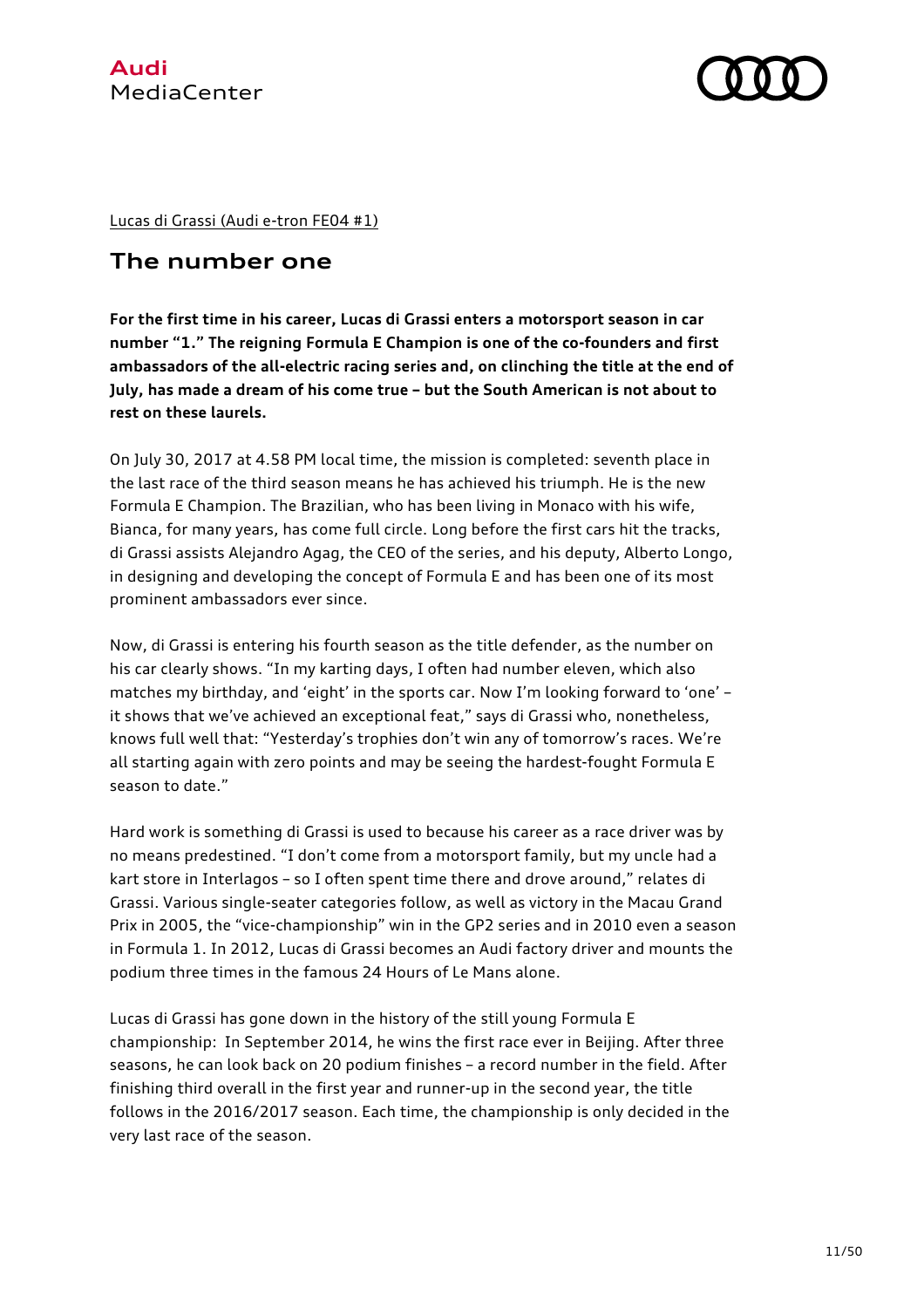Lucas di Grassi (Audi e-tron FE04 #1)

## The number one

**For the first time in his career, Lucas di Grassi enters a motorsport season in car number "1." The reigning Formula E Champion is one of the co-founders and first ambassadors of the all-electric racing series and, on clinching the title at the end of July, has made a dream of his come true – but the South American is not about to rest on these laurels.**

On July 30, 2017 at 4.58 PM local time, the mission is completed: seventh place in the last race of the third season means he has achieved his triumph. He is the new Formula E Champion. The Brazilian, who has been living in Monaco with his wife, Bianca, for many years, has come full circle. Long before the first cars hit the tracks, di Grassi assists Alejandro Agag, the CEO of the series, and his deputy, Alberto Longo, in designing and developing the concept of Formula E and has been one of its most prominent ambassadors ever since.

Now, di Grassi is entering his fourth season as the title defender, as the number on his car clearly shows. "In my karting days, I often had number eleven, which also matches my birthday, and 'eight' in the sports car. Now I'm looking forward to 'one' – it shows that we've achieved an exceptional feat," says di Grassi who, nonetheless, knows full well that: "Yesterday's trophies don't win any of tomorrow's races. We're all starting again with zero points and may be seeing the hardest-fought Formula E season to date."

Hard work is something di Grassi is used to because his career as a race driver was by no means predestined. "I don't come from a motorsport family, but my uncle had a kart store in Interlagos – so I often spent time there and drove around," relates di Grassi. Various single-seater categories follow, as well as victory in the Macau Grand Prix in 2005, the "vice-championship" win in the GP2 series and in 2010 even a season in Formula 1. In 2012, Lucas di Grassi becomes an Audi factory driver and mounts the podium three times in the famous 24 Hours of Le Mans alone.

Lucas di Grassi has gone down in the history of the still young Formula E championship: In September 2014, he wins the first race ever in Beijing. After three seasons, he can look back on 20 podium finishes – a record number in the field. After finishing third overall in the first year and runner-up in the second year, the title follows in the 2016/2017 season. Each time, the championship is only decided in the very last race of the season.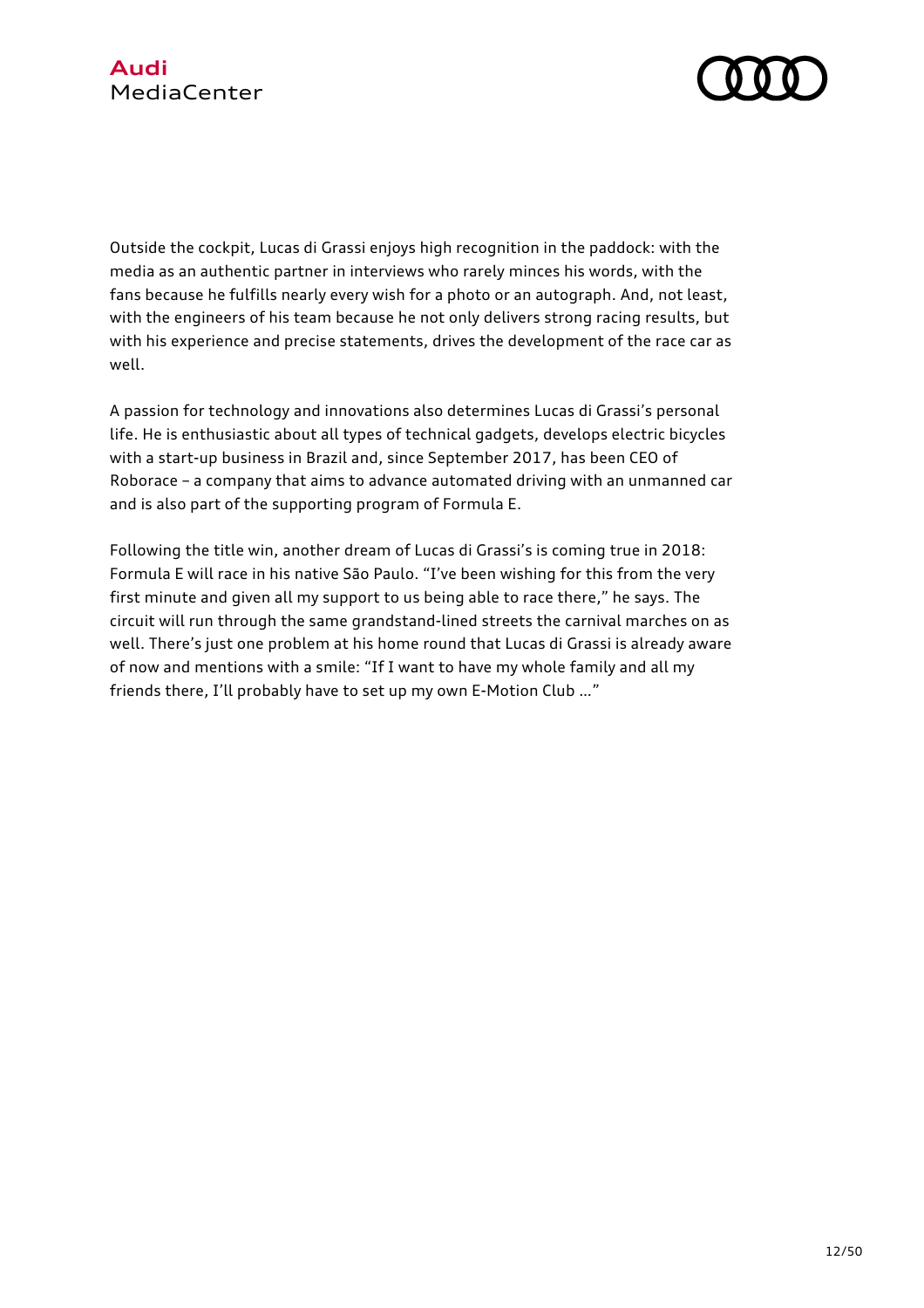Outside the cockpit, Lucas di Grassi enjoys high recognition in the paddock: with the media as an authentic partner in interviews who rarely minces his words, with the fans because he fulfills nearly every wish for a photo or an autograph. And, not least, with the engineers of his team because he not only delivers strong racing results, but with his experience and precise statements, drives the development of the race car as well.

A passion for technology and innovations also determines Lucas di Grassi's personal life. He is enthusiastic about all types of technical gadgets, develops electric bicycles with a start-up business in Brazil and, since September 2017, has been CEO of Roborace – a company that aims to advance automated driving with an unmanned car and is also part of the supporting program of Formula E.

Following the title win, another dream of Lucas di Grassi's is coming true in 2018: Formula E will race in his native São Paulo. "I've been wishing for this from the very first minute and given all my support to us being able to race there," he says. The circuit will run through the same grandstand-lined streets the carnival marches on as well. There's just one problem at his home round that Lucas di Grassi is already aware of now and mentions with a smile: "If I want to have my whole family and all my friends there, I'll probably have to set up my own E-Motion Club ..."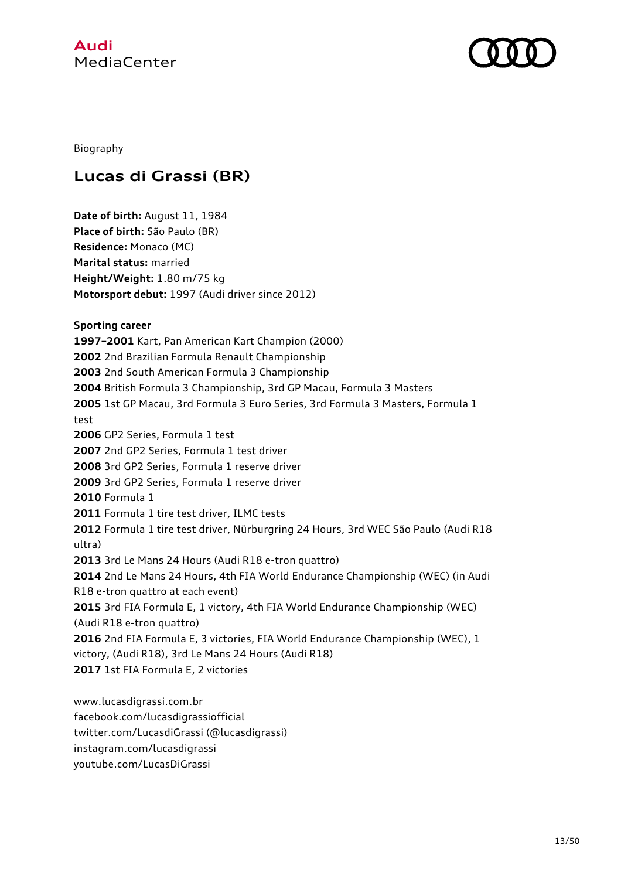Biography

# Lucas di Grassi (BR)

**Date of birth:** August 11, 1984
**Place of birth:** São Paulo (BR)
**Residence:** Monaco (MC)
**Marital status:** married
**Height/Weight:** 1.80 m/75 kg
**Motorsport debut:** 1997 (Audi driver since 2012)

**Sporting career**
**1997–2001** Kart, Pan American Kart Champion (2000)
**2002** 2nd Brazilian Formula Renault Championship
**2003** 2nd South American Formula 3 Championship
**2004** British Formula 3 Championship, 3rd GP Macau, Formula 3 Masters
**2005** 1st GP Macau, 3rd Formula 3 Euro Series, 3rd Formula 3 Masters, Formula 1 test
**2006** GP2 Series, Formula 1 test
**2007** 2nd GP2 Series, Formula 1 test driver
**2008** 3rd GP2 Series, Formula 1 reserve driver
**2009** 3rd GP2 Series, Formula 1 reserve driver
**2010** Formula 1
**2011** Formula 1 tire test driver, ILMC tests
**2012** Formula 1 tire test driver, Nürburgring 24 Hours, 3rd WEC São Paulo (Audi R18 ultra)
**2013** 3rd Le Mans 24 Hours (Audi R18 e-tron quattro)
**2014** 2nd Le Mans 24 Hours, 4th FIA World Endurance Championship (WEC) (in Audi R18 e-tron quattro at each event)
**2015** 3rd FIA Formula E, 1 victory, 4th FIA World Endurance Championship (WEC) (Audi R18 e-tron quattro)
**2016** 2nd FIA Formula E, 3 victories, FIA World Endurance Championship (WEC), 1 victory, (Audi R18), 3rd Le Mans 24 Hours (Audi R18)
**2017** 1st FIA Formula E, 2 victories

www.lucasdigrassi.com.br
facebook.com/lucasdigrassiofficial
twitter.com/LucasdiGrassi (@lucasdigrassi)
instagram.com/lucasdigrassi
youtube.com/LucasDiGrassi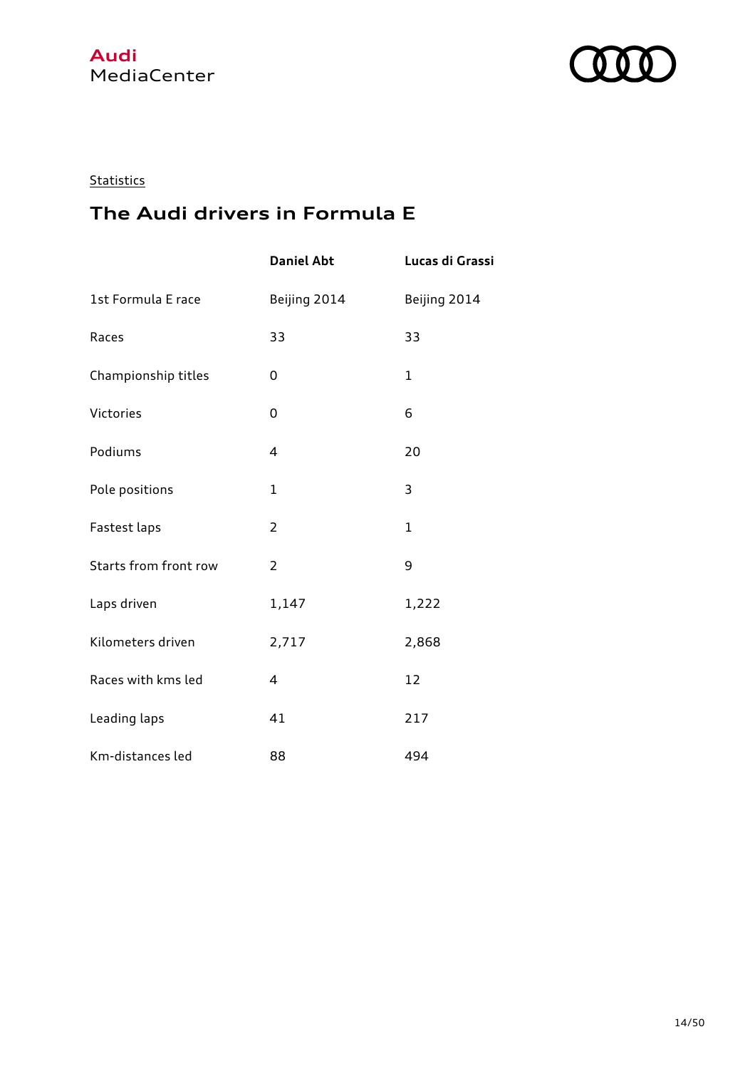Statistics

## The Audi drivers in Formula E

| | Daniel Abt | Lucas di Grassi |
|---|---|---|
| 1st Formula E race | Beijing 2014 | Beijing 2014 |
| Races | 33 | 33 |
| Championship titles | 0 | 1 |
| Victories | 0 | 6 |
| Podiums | 4 | 20 |
| Pole positions | 1 | 3 |
| Fastest laps | 2 | 1 |
| Starts from front row | 2 | 9 |
| Laps driven | 1,147 | 1,222 |
| Kilometers driven | 2,717 | 2,868 |
| Races with kms led | 4 | 12 |
| Leading laps | 41 | 217 |
| Km-distances led | 88 | 494 |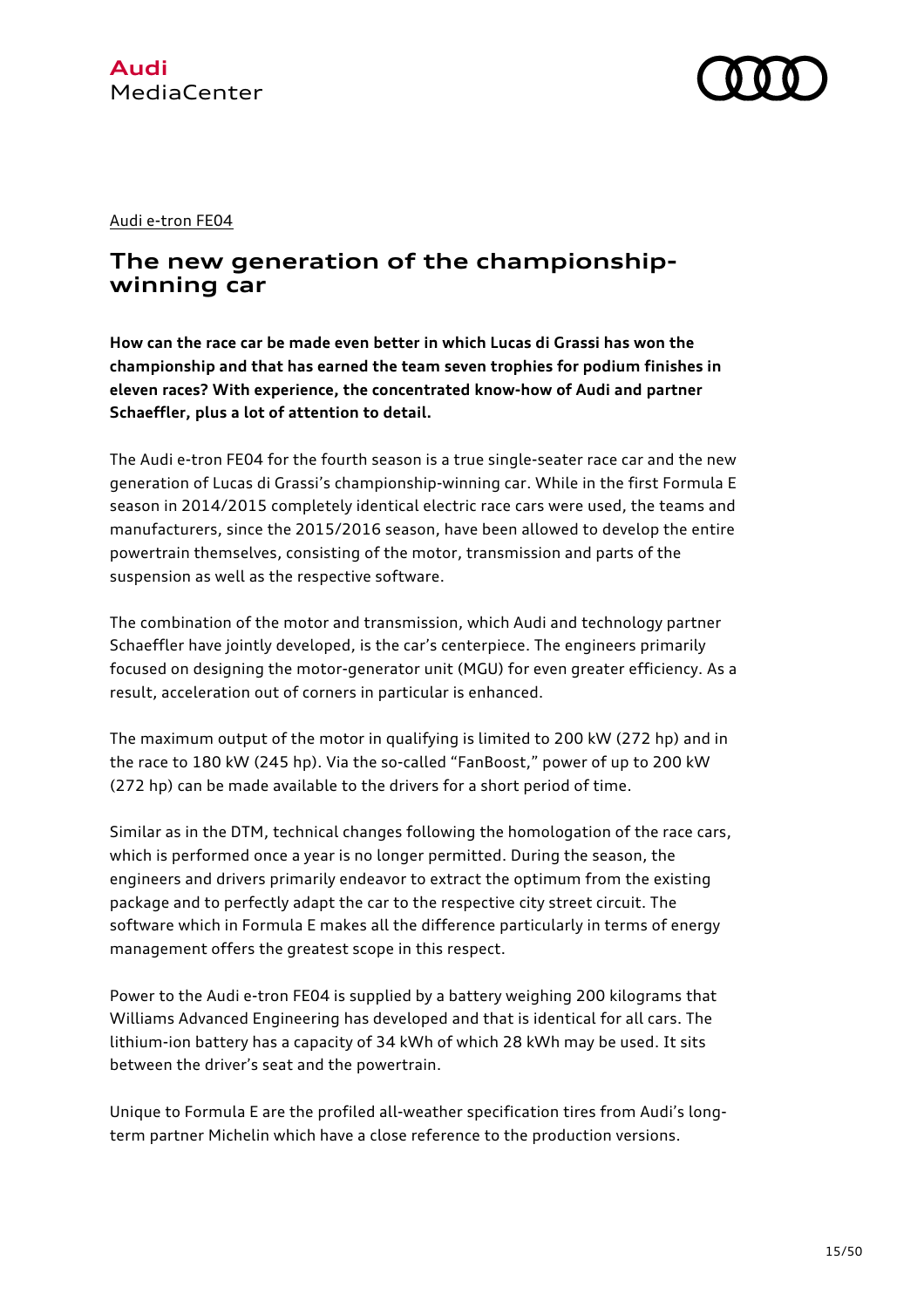Audi e-tron FE04

## The new generation of the championship-winning car

**How can the race car be made even better in which Lucas di Grassi has won the championship and that has earned the team seven trophies for podium finishes in eleven races? With experience, the concentrated know-how of Audi and partner Schaeffler, plus a lot of attention to detail.**

The Audi e-tron FE04 for the fourth season is a true single-seater race car and the new generation of Lucas di Grassi's championship-winning car. While in the first Formula E season in 2014/2015 completely identical electric race cars were used, the teams and manufacturers, since the 2015/2016 season, have been allowed to develop the entire powertrain themselves, consisting of the motor, transmission and parts of the suspension as well as the respective software.

The combination of the motor and transmission, which Audi and technology partner Schaeffler have jointly developed, is the car's centerpiece. The engineers primarily focused on designing the motor-generator unit (MGU) for even greater efficiency. As a result, acceleration out of corners in particular is enhanced.

The maximum output of the motor in qualifying is limited to 200 kW (272 hp) and in the race to 180 kW (245 hp). Via the so-called "FanBoost," power of up to 200 kW (272 hp) can be made available to the drivers for a short period of time.

Similar as in the DTM, technical changes following the homologation of the race cars, which is performed once a year is no longer permitted. During the season, the engineers and drivers primarily endeavor to extract the optimum from the existing package and to perfectly adapt the car to the respective city street circuit. The software which in Formula E makes all the difference particularly in terms of energy management offers the greatest scope in this respect.

Power to the Audi e-tron FE04 is supplied by a battery weighing 200 kilograms that Williams Advanced Engineering has developed and that is identical for all cars. The lithium-ion battery has a capacity of 34 kWh of which 28 kWh may be used. It sits between the driver's seat and the powertrain.

Unique to Formula E are the profiled all-weather specification tires from Audi's long-term partner Michelin which have a close reference to the production versions.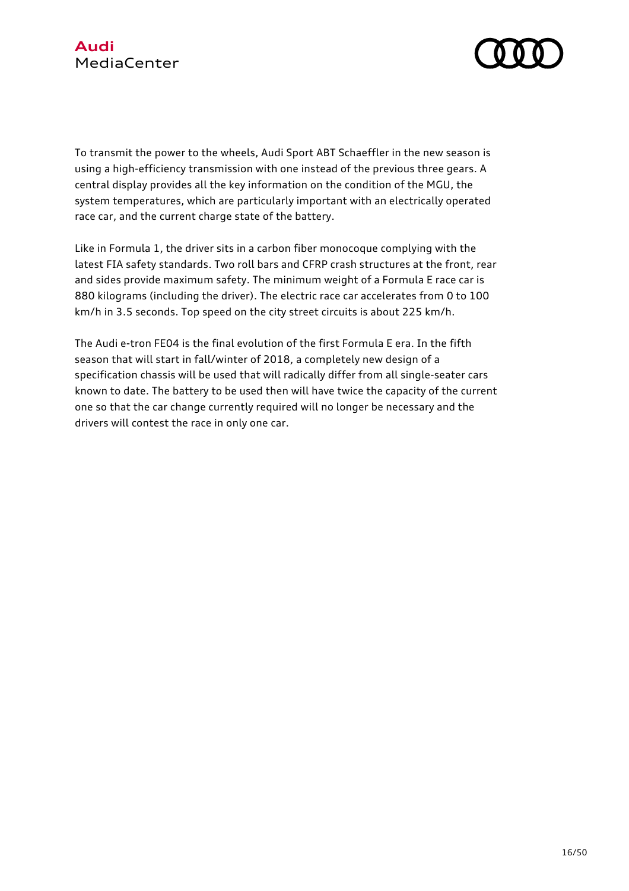To transmit the power to the wheels, Audi Sport ABT Schaeffler in the new season is using a high-efficiency transmission with one instead of the previous three gears. A central display provides all the key information on the condition of the MGU, the system temperatures, which are particularly important with an electrically operated race car, and the current charge state of the battery.

Like in Formula 1, the driver sits in a carbon fiber monocoque complying with the latest FIA safety standards. Two roll bars and CFRP crash structures at the front, rear and sides provide maximum safety. The minimum weight of a Formula E race car is 880 kilograms (including the driver). The electric race car accelerates from 0 to 100 km/h in 3.5 seconds. Top speed on the city street circuits is about 225 km/h.

The Audi e-tron FE04 is the final evolution of the first Formula E era. In the fifth season that will start in fall/winter of 2018, a completely new design of a specification chassis will be used that will radically differ from all single-seater cars known to date. The battery to be used then will have twice the capacity of the current one so that the car change currently required will no longer be necessary and the drivers will contest the race in only one car.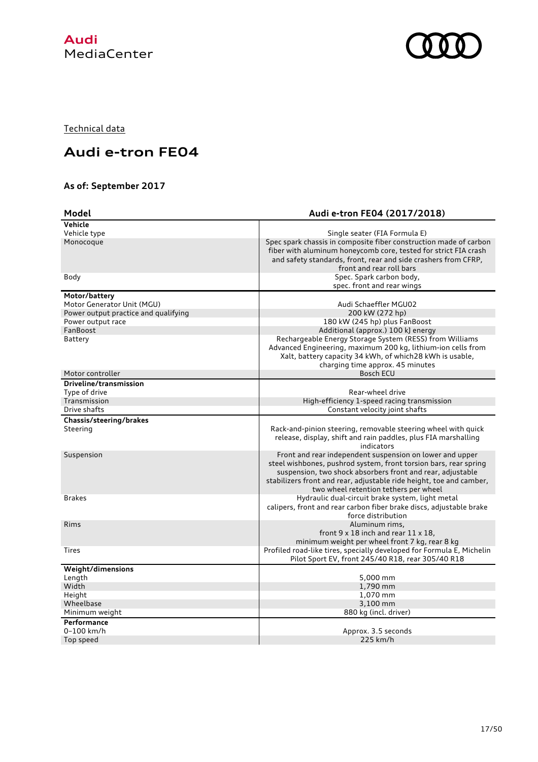Technical data

# Audi e-tron FE04

### As of: September 2017

| Model | Audi e-tron FE04 (2017/2018) |
|---|---|
| **Vehicle** | |
| Vehicle type | Single seater (FIA Formula E) |
| Monocoque | Spec spark chassis in composite fiber construction made of carbon fiber with aluminum honeycomb core, tested for strict FIA crash and safety standards, front, rear and side crashers from CFRP, front and rear roll bars |
| Body | Spec. Spark carbon body, spec. front and rear wings |
| **Motor/battery** | |
| Motor Generator Unit (MGU) | Audi Schaeffler MGU02 |
| Power output practice and qualifying | 200 kW (272 hp) |
| Power output race | 180 kW (245 hp) plus FanBoost |
| FanBoost | Additional (approx.) 100 kJ energy |
| Battery | Rechargeable Energy Storage System (RESS) from Williams Advanced Engineering, maximum 200 kg, lithium-ion cells from Xalt, battery capacity 34 kWh, of which28 kWh is usable, charging time approx. 45 minutes |
| Motor controller | Bosch ECU |
| **Driveline/transmission** | |
| Type of drive | Rear-wheel drive |
| Transmission | High-efficiency 1-speed racing transmission |
| Drive shafts | Constant velocity joint shafts |
| **Chassis/steering/brakes** | |
| Steering | Rack-and-pinion steering, removable steering wheel with quick release, display, shift and rain paddles, plus FIA marshalling indicators |
| Suspension | Front and rear independent suspension on lower and upper steel wishbones, pushrod system, front torsion bars, rear spring suspension, two shock absorbers front and rear, adjustable stabilizers front and rear, adjustable ride height, toe and camber, two wheel retention tethers per wheel |
| Brakes | Hydraulic dual-circuit brake system, light metal calipers, front and rear carbon fiber brake discs, adjustable brake force distribution |
| Rims | Aluminum rims, front 9 x 18 inch and rear 11 x 18, minimum weight per wheel front 7 kg, rear 8 kg |
| Tires | Profiled road-like tires, specially developed for Formula E, Michelin Pilot Sport EV, front 245/40 R18, rear 305/40 R18 |
| **Weight/dimensions** | |
| Length | 5,000 mm |
| Width | 1,790 mm |
| Height | 1,070 mm |
| Wheelbase | 3,100 mm |
| Minimum weight | 880 kg (incl. driver) |
| **Performance** | |
| 0–100 km/h | Approx. 3.5 seconds |
| Top speed | 225 km/h |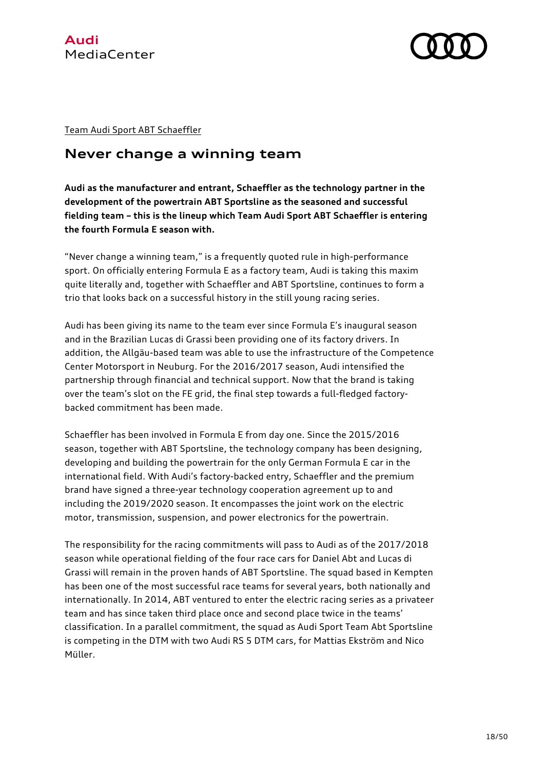Team Audi Sport ABT Schaeffler

# Never change a winning team

**Audi as the manufacturer and entrant, Schaeffler as the technology partner in the development of the powertrain ABT Sportsline as the seasoned and successful fielding team – this is the lineup which Team Audi Sport ABT Schaeffler is entering the fourth Formula E season with.**

"Never change a winning team," is a frequently quoted rule in high-performance sport. On officially entering Formula E as a factory team, Audi is taking this maxim quite literally and, together with Schaeffler and ABT Sportsline, continues to form a trio that looks back on a successful history in the still young racing series.

Audi has been giving its name to the team ever since Formula E's inaugural season and in the Brazilian Lucas di Grassi been providing one of its factory drivers. In addition, the Allgäu-based team was able to use the infrastructure of the Competence Center Motorsport in Neuburg. For the 2016/2017 season, Audi intensified the partnership through financial and technical support. Now that the brand is taking over the team's slot on the FE grid, the final step towards a full-fledged factory-backed commitment has been made.

Schaeffler has been involved in Formula E from day one. Since the 2015/2016 season, together with ABT Sportsline, the technology company has been designing, developing and building the powertrain for the only German Formula E car in the international field. With Audi's factory-backed entry, Schaeffler and the premium brand have signed a three-year technology cooperation agreement up to and including the 2019/2020 season. It encompasses the joint work on the electric motor, transmission, suspension, and power electronics for the powertrain.

The responsibility for the racing commitments will pass to Audi as of the 2017/2018 season while operational fielding of the four race cars for Daniel Abt and Lucas di Grassi will remain in the proven hands of ABT Sportsline. The squad based in Kempten has been one of the most successful race teams for several years, both nationally and internationally. In 2014, ABT ventured to enter the electric racing series as a privateer team and has since taken third place once and second place twice in the teams' classification. In a parallel commitment, the squad as Audi Sport Team Abt Sportsline is competing in the DTM with two Audi RS 5 DTM cars, for Mattias Ekström and Nico Müller.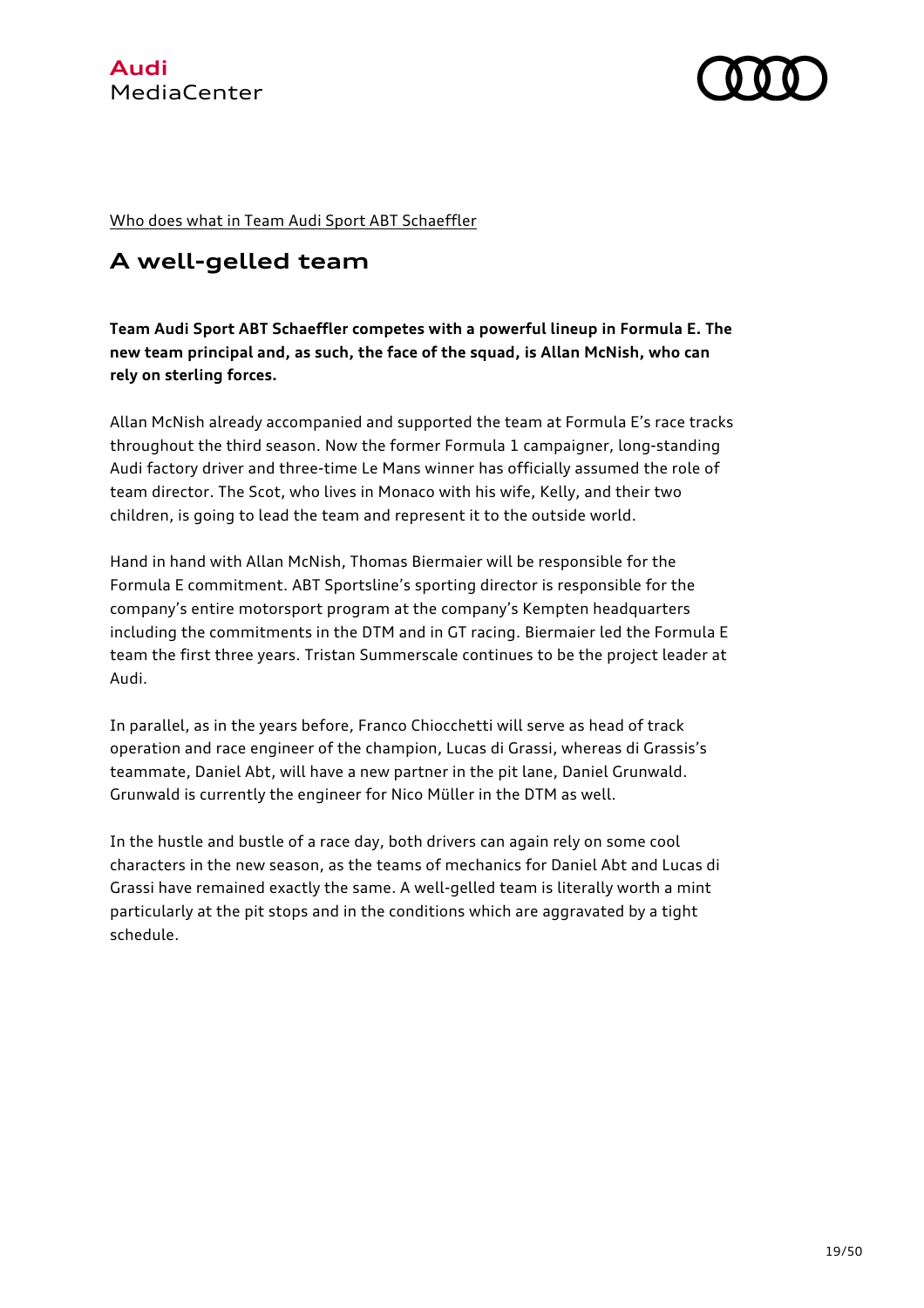Who does what in Team Audi Sport ABT Schaeffler

# A well-gelled team

**Team Audi Sport ABT Schaeffler competes with a powerful lineup in Formula E. The new team principal and, as such, the face of the squad, is Allan McNish, who can rely on sterling forces.**

Allan McNish already accompanied and supported the team at Formula E's race tracks throughout the third season. Now the former Formula 1 campaigner, long-standing Audi factory driver and three-time Le Mans winner has officially assumed the role of team director. The Scot, who lives in Monaco with his wife, Kelly, and their two children, is going to lead the team and represent it to the outside world.

Hand in hand with Allan McNish, Thomas Biermaier will be responsible for the Formula E commitment. ABT Sportsline's sporting director is responsible for the company's entire motorsport program at the company's Kempten headquarters including the commitments in the DTM and in GT racing. Biermaier led the Formula E team the first three years. Tristan Summerscale continues to be the project leader at Audi.

In parallel, as in the years before, Franco Chiocchetti will serve as head of track operation and race engineer of the champion, Lucas di Grassi, whereas di Grassis's teammate, Daniel Abt, will have a new partner in the pit lane, Daniel Grunwald. Grunwald is currently the engineer for Nico Müller in the DTM as well.

In the hustle and bustle of a race day, both drivers can again rely on some cool characters in the new season, as the teams of mechanics for Daniel Abt and Lucas di Grassi have remained exactly the same. A well-gelled team is literally worth a mint particularly at the pit stops and in the conditions which are aggravated by a tight schedule.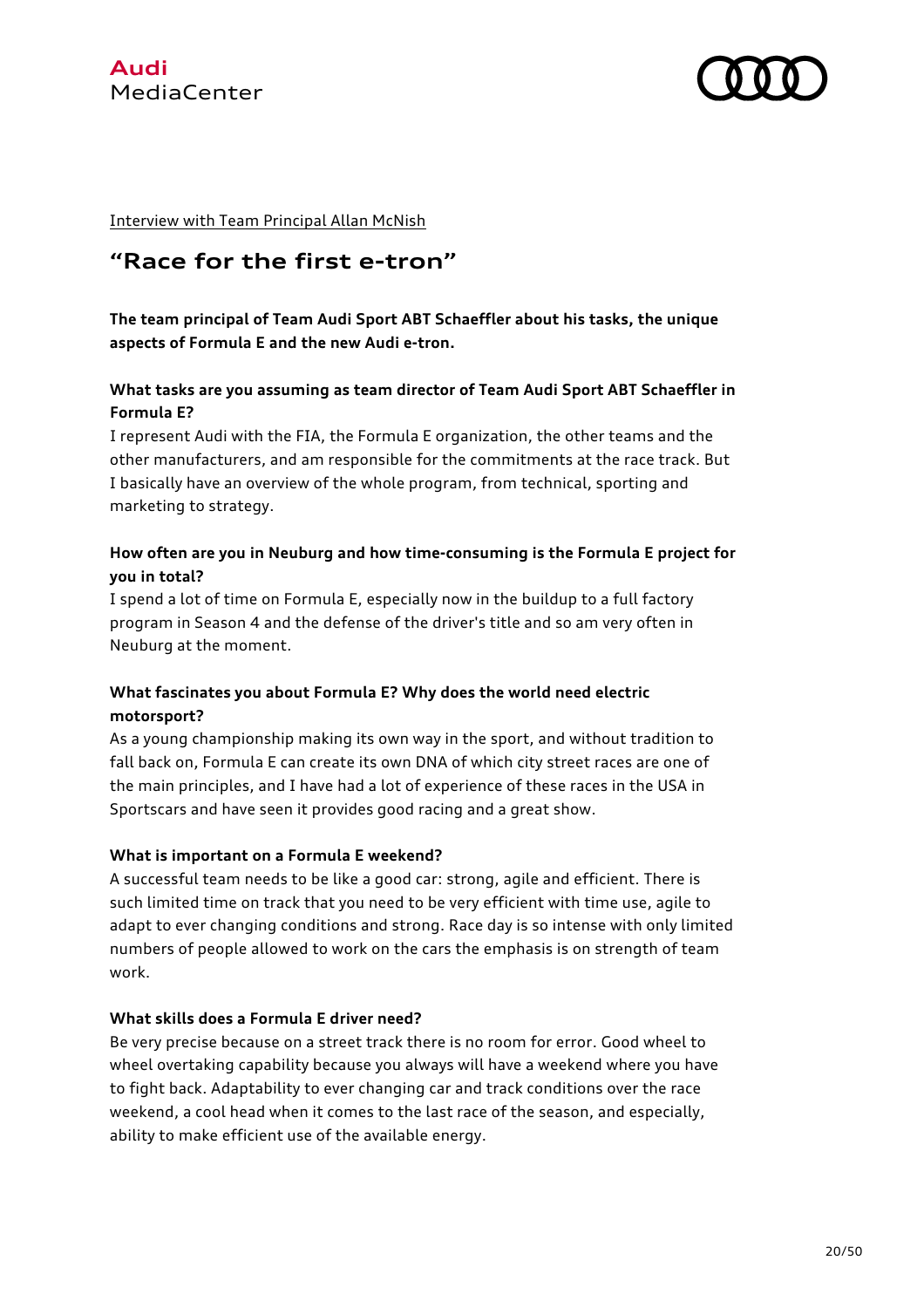Interview with Team Principal Allan McNish

# "Race for the first e-tron"

**The team principal of Team Audi Sport ABT Schaeffler about his tasks, the unique aspects of Formula E and the new Audi e-tron.**

**What tasks are you assuming as team director of Team Audi Sport ABT Schaeffler in Formula E?**
I represent Audi with the FIA, the Formula E organization, the other teams and the other manufacturers, and am responsible for the commitments at the race track. But I basically have an overview of the whole program, from technical, sporting and marketing to strategy.

**How often are you in Neuburg and how time-consuming is the Formula E project for you in total?**
I spend a lot of time on Formula E, especially now in the buildup to a full factory program in Season 4 and the defense of the driver's title and so am very often in Neuburg at the moment.

**What fascinates you about Formula E? Why does the world need electric motorsport?**
As a young championship making its own way in the sport, and without tradition to fall back on, Formula E can create its own DNA of which city street races are one of the main principles, and I have had a lot of experience of these races in the USA in Sportscars and have seen it provides good racing and a great show.

**What is important on a Formula E weekend?**
A successful team needs to be like a good car: strong, agile and efficient. There is such limited time on track that you need to be very efficient with time use, agile to adapt to ever changing conditions and strong. Race day is so intense with only limited numbers of people allowed to work on the cars the emphasis is on strength of team work.

**What skills does a Formula E driver need?**
Be very precise because on a street track there is no room for error. Good wheel to wheel overtaking capability because you always will have a weekend where you have to fight back. Adaptability to ever changing car and track conditions over the race weekend, a cool head when it comes to the last race of the season, and especially, ability to make efficient use of the available energy.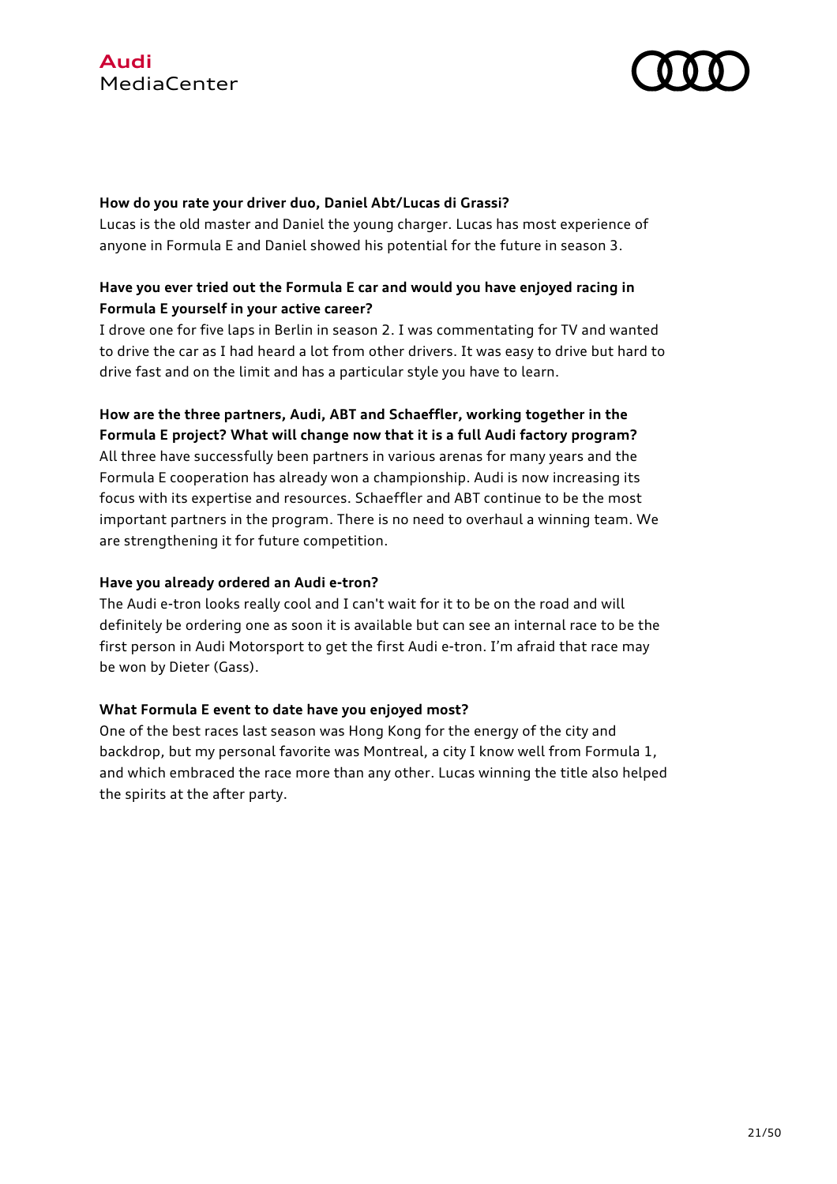**How do you rate your driver duo, Daniel Abt/Lucas di Grassi?**
Lucas is the old master and Daniel the young charger. Lucas has most experience of anyone in Formula E and Daniel showed his potential for the future in season 3.

**Have you ever tried out the Formula E car and would you have enjoyed racing in Formula E yourself in your active career?**
I drove one for five laps in Berlin in season 2. I was commentating for TV and wanted to drive the car as I had heard a lot from other drivers. It was easy to drive but hard to drive fast and on the limit and has a particular style you have to learn.

**How are the three partners, Audi, ABT and Schaeffler, working together in the Formula E project? What will change now that it is a full Audi factory program?**
All three have successfully been partners in various arenas for many years and the Formula E cooperation has already won a championship. Audi is now increasing its focus with its expertise and resources. Schaeffler and ABT continue to be the most important partners in the program. There is no need to overhaul a winning team. We are strengthening it for future competition.

**Have you already ordered an Audi e-tron?**
The Audi e-tron looks really cool and I can't wait for it to be on the road and will definitely be ordering one as soon it is available but can see an internal race to be the first person in Audi Motorsport to get the first Audi e-tron. I'm afraid that race may be won by Dieter (Gass).

**What Formula E event to date have you enjoyed most?**
One of the best races last season was Hong Kong for the energy of the city and backdrop, but my personal favorite was Montreal, a city I know well from Formula 1, and which embraced the race more than any other. Lucas winning the title also helped the spirits at the after party.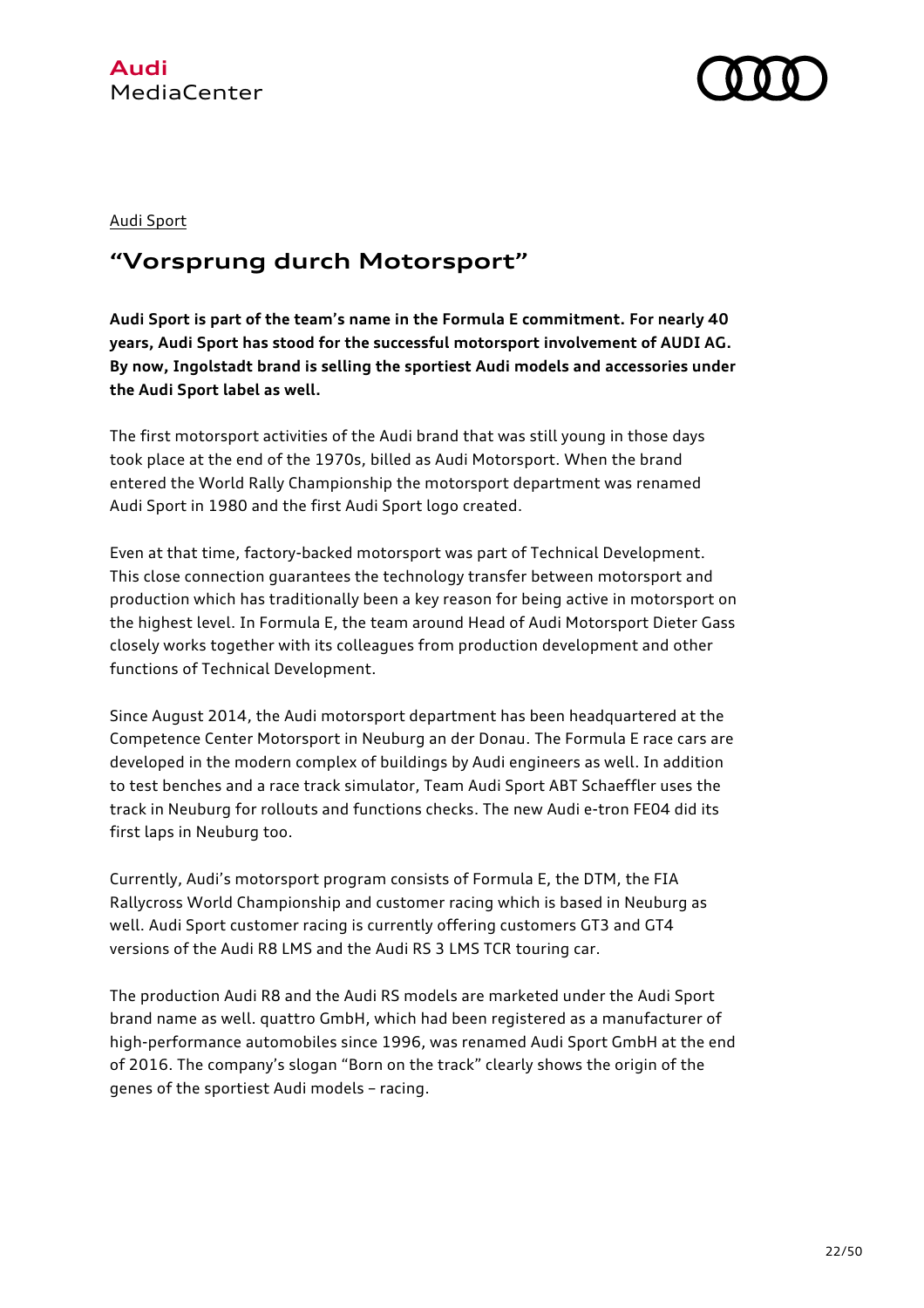Audi Sport

## "Vorsprung durch Motorsport"

**Audi Sport is part of the team's name in the Formula E commitment. For nearly 40 years, Audi Sport has stood for the successful motorsport involvement of AUDI AG. By now, Ingolstadt brand is selling the sportiest Audi models and accessories under the Audi Sport label as well.**

The first motorsport activities of the Audi brand that was still young in those days took place at the end of the 1970s, billed as Audi Motorsport. When the brand entered the World Rally Championship the motorsport department was renamed Audi Sport in 1980 and the first Audi Sport logo created.

Even at that time, factory-backed motorsport was part of Technical Development. This close connection guarantees the technology transfer between motorsport and production which has traditionally been a key reason for being active in motorsport on the highest level. In Formula E, the team around Head of Audi Motorsport Dieter Gass closely works together with its colleagues from production development and other functions of Technical Development.

Since August 2014, the Audi motorsport department has been headquartered at the Competence Center Motorsport in Neuburg an der Donau. The Formula E race cars are developed in the modern complex of buildings by Audi engineers as well. In addition to test benches and a race track simulator, Team Audi Sport ABT Schaeffler uses the track in Neuburg for rollouts and functions checks. The new Audi e-tron FE04 did its first laps in Neuburg too.

Currently, Audi's motorsport program consists of Formula E, the DTM, the FIA Rallycross World Championship and customer racing which is based in Neuburg as well. Audi Sport customer racing is currently offering customers GT3 and GT4 versions of the Audi R8 LMS and the Audi RS 3 LMS TCR touring car.

The production Audi R8 and the Audi RS models are marketed under the Audi Sport brand name as well. quattro GmbH, which had been registered as a manufacturer of high-performance automobiles since 1996, was renamed Audi Sport GmbH at the end of 2016. The company's slogan "Born on the track" clearly shows the origin of the genes of the sportiest Audi models – racing.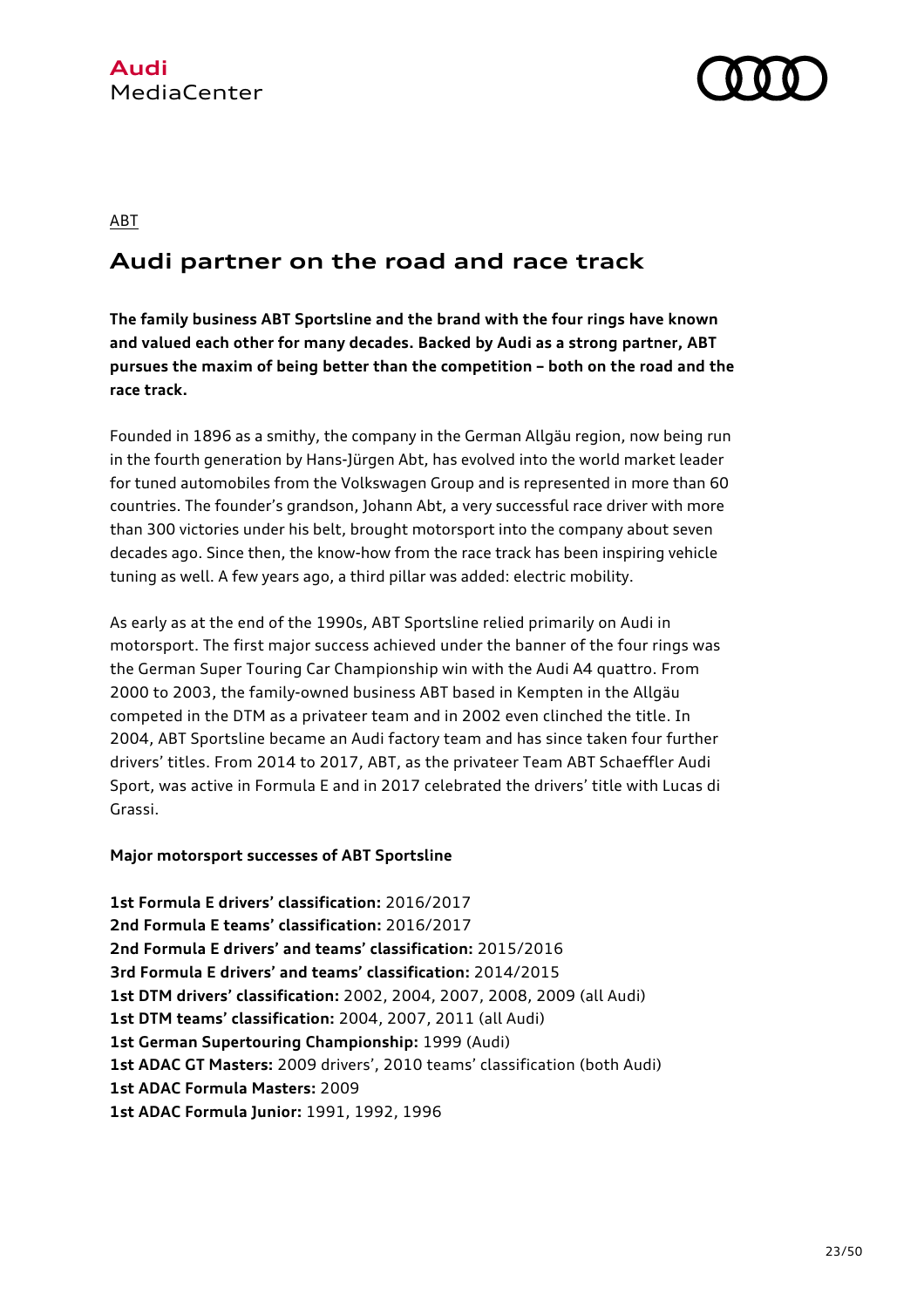ABT

# Audi partner on the road and race track

**The family business ABT Sportsline and the brand with the four rings have known and valued each other for many decades. Backed by Audi as a strong partner, ABT pursues the maxim of being better than the competition – both on the road and the race track.**

Founded in 1896 as a smithy, the company in the German Allgäu region, now being run in the fourth generation by Hans-Jürgen Abt, has evolved into the world market leader for tuned automobiles from the Volkswagen Group and is represented in more than 60 countries. The founder's grandson, Johann Abt, a very successful race driver with more than 300 victories under his belt, brought motorsport into the company about seven decades ago. Since then, the know-how from the race track has been inspiring vehicle tuning as well. A few years ago, a third pillar was added: electric mobility.

As early as at the end of the 1990s, ABT Sportsline relied primarily on Audi in motorsport. The first major success achieved under the banner of the four rings was the German Super Touring Car Championship win with the Audi A4 quattro. From 2000 to 2003, the family-owned business ABT based in Kempten in the Allgäu competed in the DTM as a privateer team and in 2002 even clinched the title. In 2004, ABT Sportsline became an Audi factory team and has since taken four further drivers' titles. From 2014 to 2017, ABT, as the privateer Team ABT Schaeffler Audi Sport, was active in Formula E and in 2017 celebrated the drivers' title with Lucas di Grassi.

**Major motorsport successes of ABT Sportsline**

**1st Formula E drivers' classification:** 2016/2017
**2nd Formula E teams' classification:** 2016/2017
**2nd Formula E drivers' and teams' classification:** 2015/2016
**3rd Formula E drivers' and teams' classification:** 2014/2015
**1st DTM drivers' classification:** 2002, 2004, 2007, 2008, 2009 (all Audi)
**1st DTM teams' classification:** 2004, 2007, 2011 (all Audi)
**1st German Supertouring Championship:** 1999 (Audi)
**1st ADAC GT Masters:** 2009 drivers', 2010 teams' classification (both Audi)
**1st ADAC Formula Masters:** 2009
**1st ADAC Formula Junior:** 1991, 1992, 1996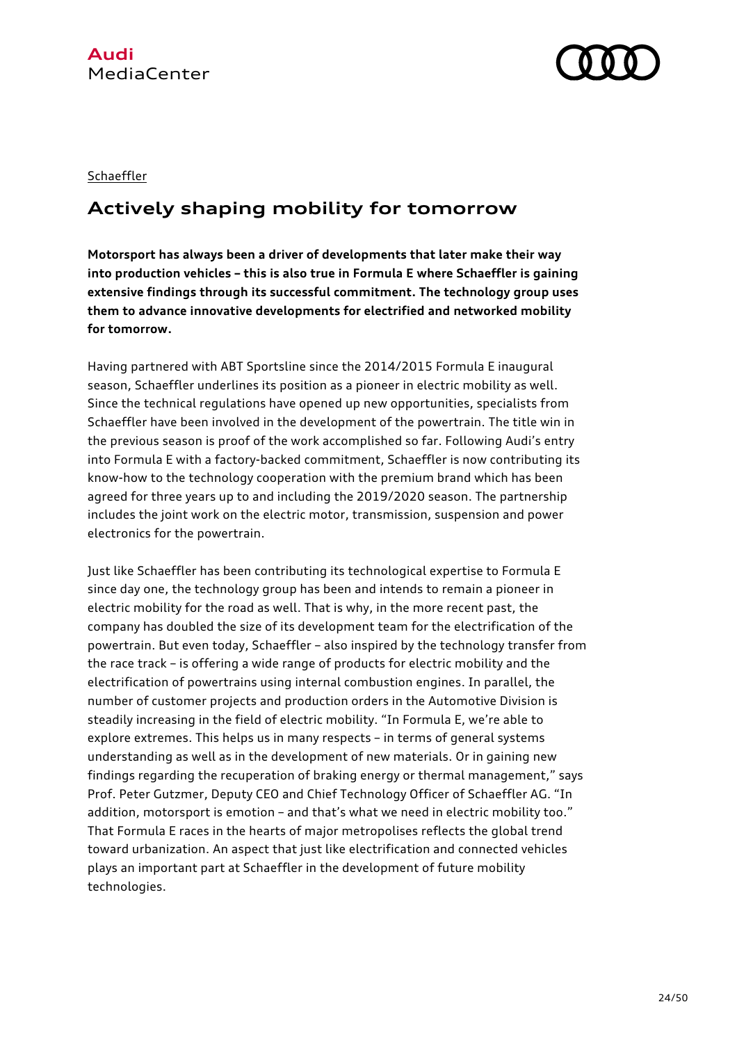Schaeffler

## Actively shaping mobility for tomorrow

**Motorsport has always been a driver of developments that later make their way into production vehicles – this is also true in Formula E where Schaeffler is gaining extensive findings through its successful commitment. The technology group uses them to advance innovative developments for electrified and networked mobility for tomorrow.**

Having partnered with ABT Sportsline since the 2014/2015 Formula E inaugural season, Schaeffler underlines its position as a pioneer in electric mobility as well. Since the technical regulations have opened up new opportunities, specialists from Schaeffler have been involved in the development of the powertrain. The title win in the previous season is proof of the work accomplished so far. Following Audi's entry into Formula E with a factory-backed commitment, Schaeffler is now contributing its know-how to the technology cooperation with the premium brand which has been agreed for three years up to and including the 2019/2020 season. The partnership includes the joint work on the electric motor, transmission, suspension and power electronics for the powertrain.

Just like Schaeffler has been contributing its technological expertise to Formula E since day one, the technology group has been and intends to remain a pioneer in electric mobility for the road as well. That is why, in the more recent past, the company has doubled the size of its development team for the electrification of the powertrain. But even today, Schaeffler – also inspired by the technology transfer from the race track – is offering a wide range of products for electric mobility and the electrification of powertrains using internal combustion engines. In parallel, the number of customer projects and production orders in the Automotive Division is steadily increasing in the field of electric mobility. "In Formula E, we're able to explore extremes. This helps us in many respects – in terms of general systems understanding as well as in the development of new materials. Or in gaining new findings regarding the recuperation of braking energy or thermal management," says Prof. Peter Gutzmer, Deputy CEO and Chief Technology Officer of Schaeffler AG. "In addition, motorsport is emotion – and that's what we need in electric mobility too." That Formula E races in the hearts of major metropolises reflects the global trend toward urbanization. An aspect that just like electrification and connected vehicles plays an important part at Schaeffler in the development of future mobility technologies.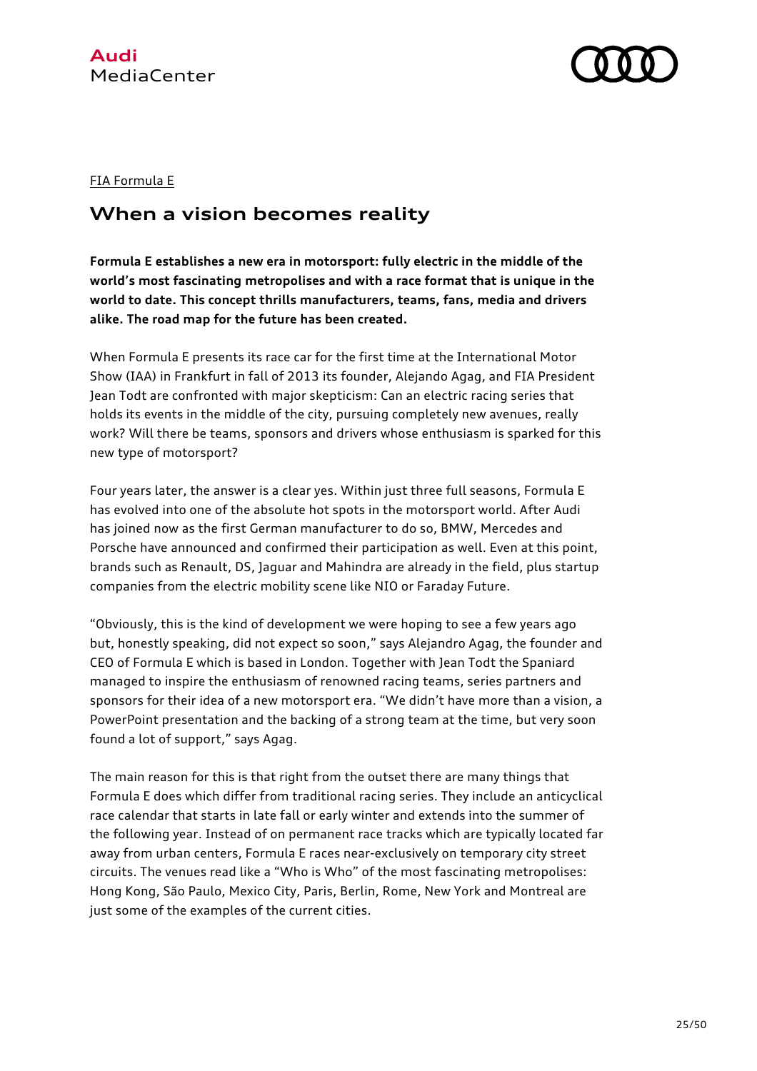FIA Formula E

## When a vision becomes reality

**Formula E establishes a new era in motorsport: fully electric in the middle of the world's most fascinating metropolises and with a race format that is unique in the world to date. This concept thrills manufacturers, teams, fans, media and drivers alike. The road map for the future has been created.**

When Formula E presents its race car for the first time at the International Motor Show (IAA) in Frankfurt in fall of 2013 its founder, Alejando Agag, and FIA President Jean Todt are confronted with major skepticism: Can an electric racing series that holds its events in the middle of the city, pursuing completely new avenues, really work? Will there be teams, sponsors and drivers whose enthusiasm is sparked for this new type of motorsport?

Four years later, the answer is a clear yes. Within just three full seasons, Formula E has evolved into one of the absolute hot spots in the motorsport world. After Audi has joined now as the first German manufacturer to do so, BMW, Mercedes and Porsche have announced and confirmed their participation as well. Even at this point, brands such as Renault, DS, Jaguar and Mahindra are already in the field, plus startup companies from the electric mobility scene like NIO or Faraday Future.

"Obviously, this is the kind of development we were hoping to see a few years ago but, honestly speaking, did not expect so soon," says Alejandro Agag, the founder and CEO of Formula E which is based in London. Together with Jean Todt the Spaniard managed to inspire the enthusiasm of renowned racing teams, series partners and sponsors for their idea of a new motorsport era. "We didn't have more than a vision, a PowerPoint presentation and the backing of a strong team at the time, but very soon found a lot of support," says Agag.

The main reason for this is that right from the outset there are many things that Formula E does which differ from traditional racing series. They include an anticyclical race calendar that starts in late fall or early winter and extends into the summer of the following year. Instead of on permanent race tracks which are typically located far away from urban centers, Formula E races near-exclusively on temporary city street circuits. The venues read like a "Who is Who" of the most fascinating metropolises: Hong Kong, São Paulo, Mexico City, Paris, Berlin, Rome, New York and Montreal are just some of the examples of the current cities.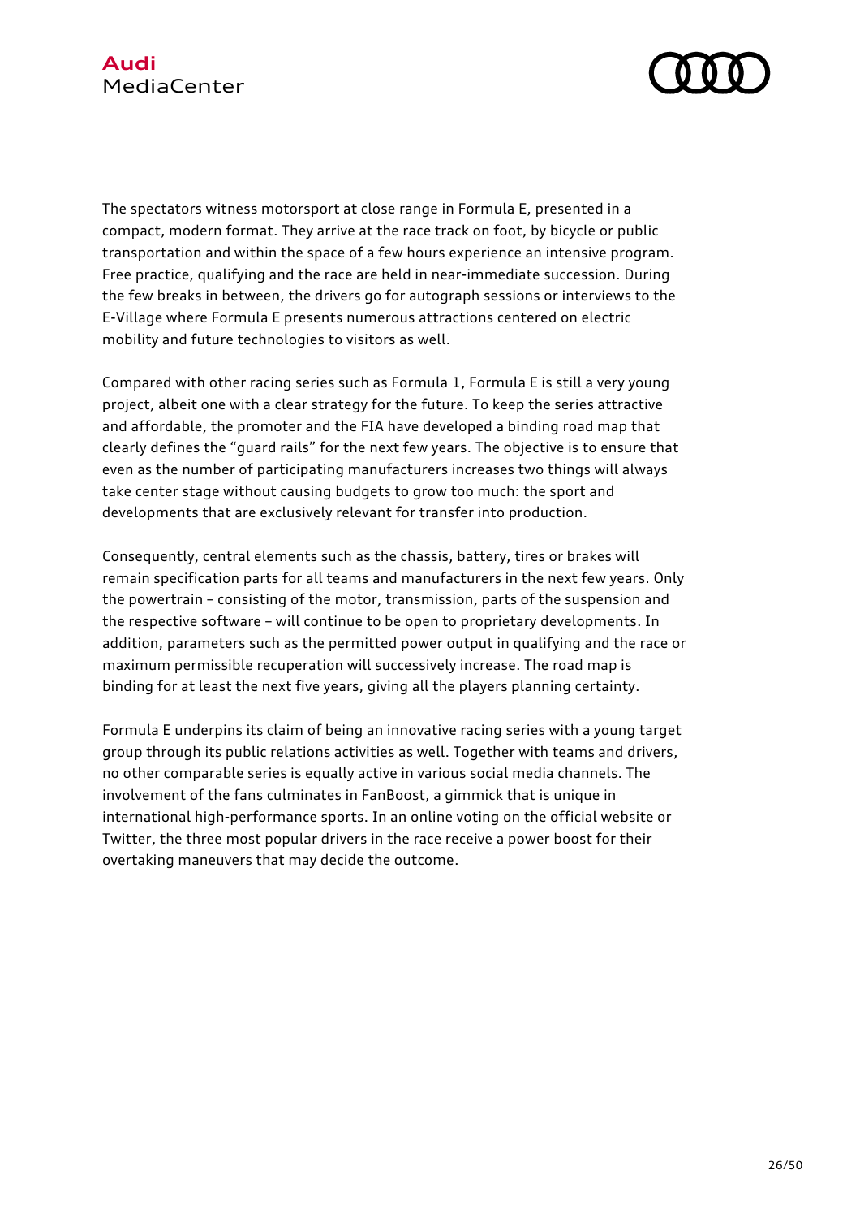The spectators witness motorsport at close range in Formula E, presented in a compact, modern format. They arrive at the race track on foot, by bicycle or public transportation and within the space of a few hours experience an intensive program. Free practice, qualifying and the race are held in near-immediate succession. During the few breaks in between, the drivers go for autograph sessions or interviews to the E-Village where Formula E presents numerous attractions centered on electric mobility and future technologies to visitors as well.

Compared with other racing series such as Formula 1, Formula E is still a very young project, albeit one with a clear strategy for the future. To keep the series attractive and affordable, the promoter and the FIA have developed a binding road map that clearly defines the “guard rails” for the next few years. The objective is to ensure that even as the number of participating manufacturers increases two things will always take center stage without causing budgets to grow too much: the sport and developments that are exclusively relevant for transfer into production.

Consequently, central elements such as the chassis, battery, tires or brakes will remain specification parts for all teams and manufacturers in the next few years. Only the powertrain – consisting of the motor, transmission, parts of the suspension and the respective software – will continue to be open to proprietary developments. In addition, parameters such as the permitted power output in qualifying and the race or maximum permissible recuperation will successively increase. The road map is binding for at least the next five years, giving all the players planning certainty.

Formula E underpins its claim of being an innovative racing series with a young target group through its public relations activities as well. Together with teams and drivers, no other comparable series is equally active in various social media channels. The involvement of the fans culminates in FanBoost, a gimmick that is unique in international high-performance sports. In an online voting on the official website or Twitter, the three most popular drivers in the race receive a power boost for their overtaking maneuvers that may decide the outcome.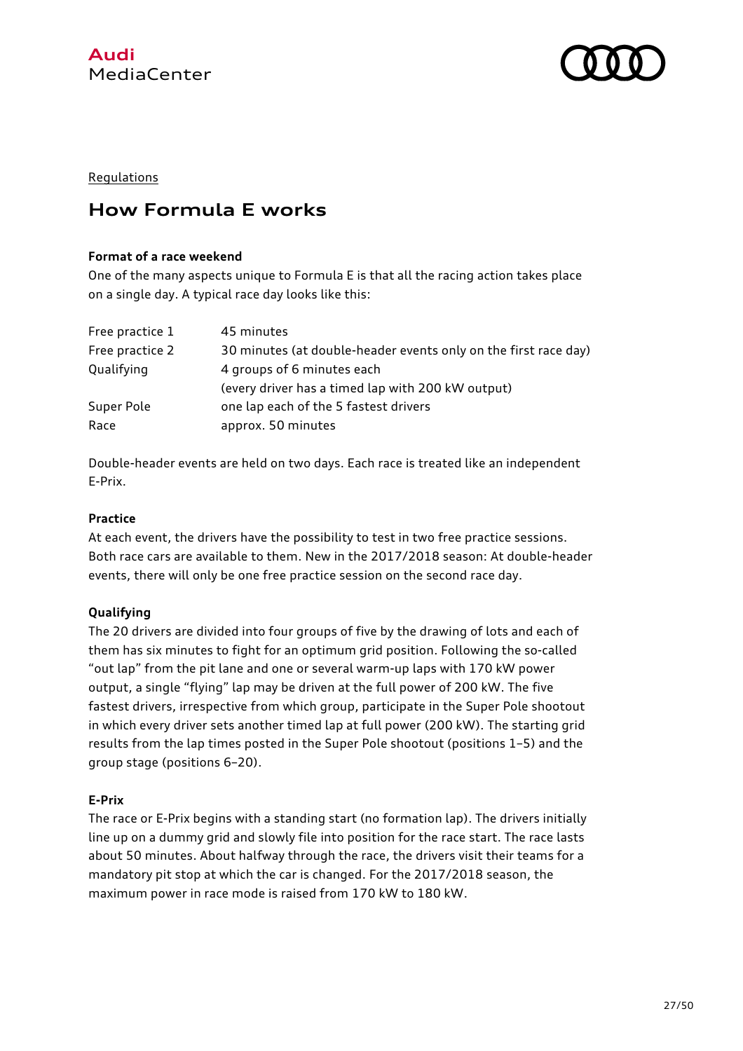Regulations

# How Formula E works

**Format of a race weekend**

One of the many aspects unique to Formula E is that all the racing action takes place on a single day. A typical race day looks like this:

| | |
|---|---|
| Free practice 1 | 45 minutes |
| Free practice 2 | 30 minutes (at double-header events only on the first race day) |
| Qualifying | 4 groups of 6 minutes each<br>(every driver has a timed lap with 200 kW output) |
| Super Pole | one lap each of the 5 fastest drivers |
| Race | approx. 50 minutes |

Double-header events are held on two days. Each race is treated like an independent E-Prix.

**Practice**

At each event, the drivers have the possibility to test in two free practice sessions. Both race cars are available to them. New in the 2017/2018 season: At double-header events, there will only be one free practice session on the second race day.

**Qualifying**

The 20 drivers are divided into four groups of five by the drawing of lots and each of them has six minutes to fight for an optimum grid position. Following the so-called "out lap" from the pit lane and one or several warm-up laps with 170 kW power output, a single "flying" lap may be driven at the full power of 200 kW. The five fastest drivers, irrespective from which group, participate in the Super Pole shootout in which every driver sets another timed lap at full power (200 kW). The starting grid results from the lap times posted in the Super Pole shootout (positions 1–5) and the group stage (positions 6–20).

**E-Prix**

The race or E-Prix begins with a standing start (no formation lap). The drivers initially line up on a dummy grid and slowly file into position for the race start. The race lasts about 50 minutes. About halfway through the race, the drivers visit their teams for a mandatory pit stop at which the car is changed. For the 2017/2018 season, the maximum power in race mode is raised from 170 kW to 180 kW.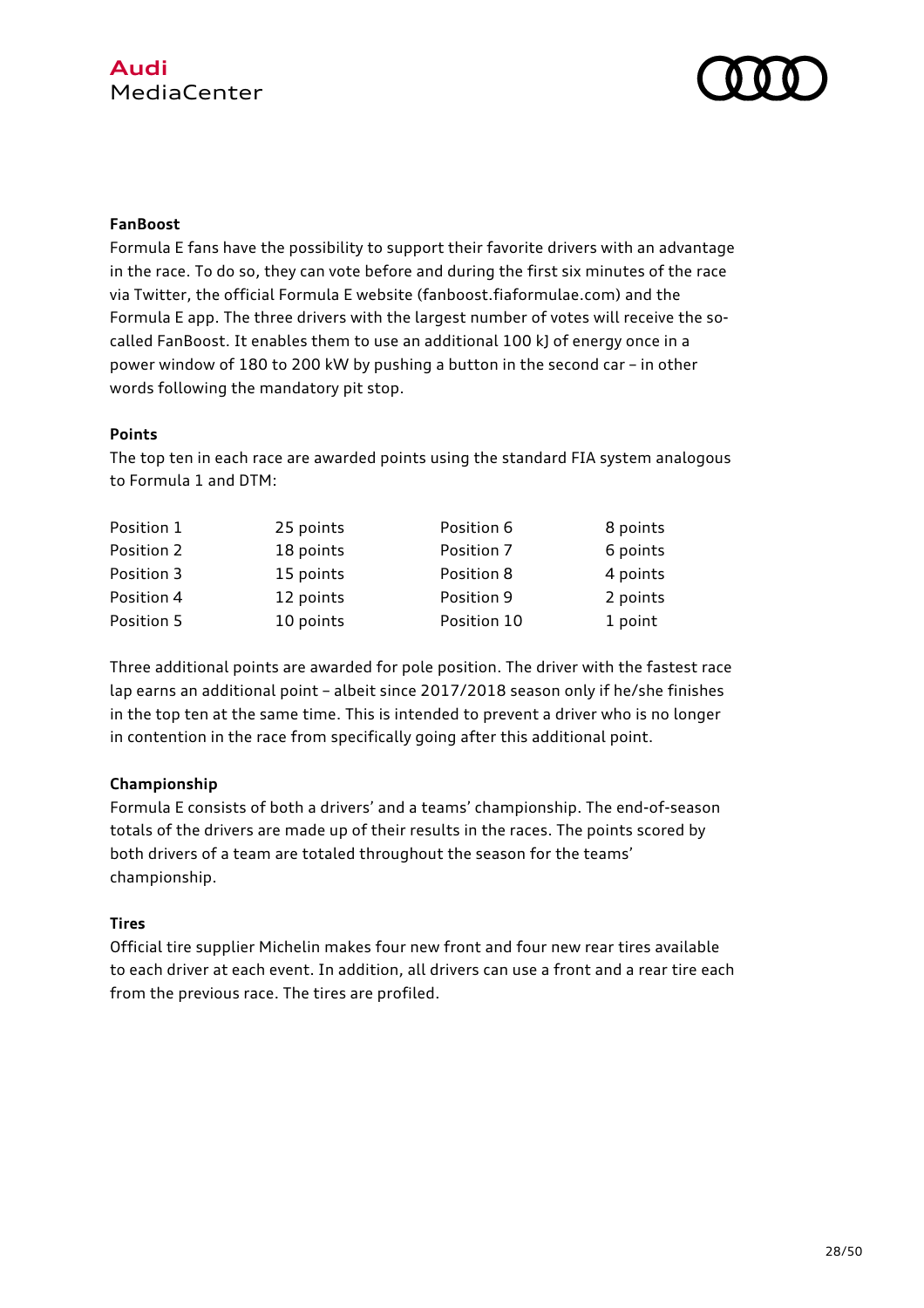### FanBoost

Formula E fans have the possibility to support their favorite drivers with an advantage in the race. To do so, they can vote before and during the first six minutes of the race via Twitter, the official Formula E website (fanboost.fiaformulae.com) and the Formula E app. The three drivers with the largest number of votes will receive the so-called FanBoost. It enables them to use an additional 100 kJ of energy once in a power window of 180 to 200 kW by pushing a button in the second car – in other words following the mandatory pit stop.

### Points

The top ten in each race are awarded points using the standard FIA system analogous to Formula 1 and DTM:

| | | | |
|---|---|---|---|
| Position 1 | 25 points | Position 6 | 8 points |
| Position 2 | 18 points | Position 7 | 6 points |
| Position 3 | 15 points | Position 8 | 4 points |
| Position 4 | 12 points | Position 9 | 2 points |
| Position 5 | 10 points | Position 10 | 1 point |

Three additional points are awarded for pole position. The driver with the fastest race lap earns an additional point – albeit since 2017/2018 season only if he/she finishes in the top ten at the same time. This is intended to prevent a driver who is no longer in contention in the race from specifically going after this additional point.

### Championship

Formula E consists of both a drivers' and a teams' championship. The end-of-season totals of the drivers are made up of their results in the races. The points scored by both drivers of a team are totaled throughout the season for the teams' championship.

### Tires

Official tire supplier Michelin makes four new front and four new rear tires available to each driver at each event. In addition, all drivers can use a front and a rear tire each from the previous race. The tires are profiled.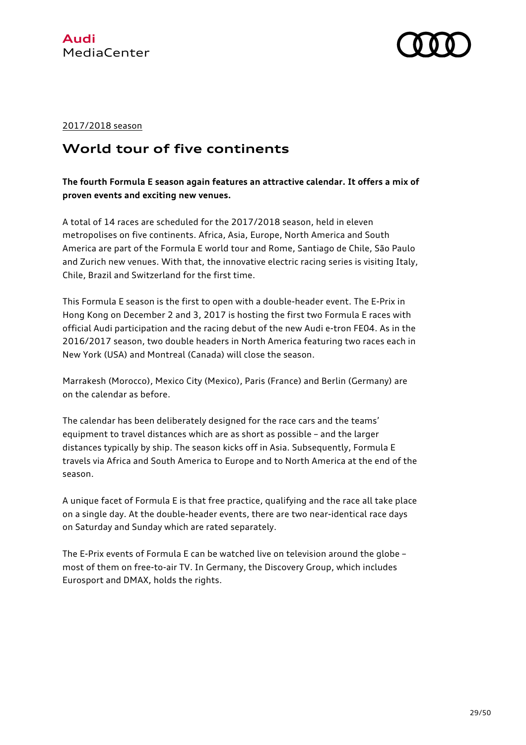2017/2018 season

# World tour of five continents

**The fourth Formula E season again features an attractive calendar. It offers a mix of proven events and exciting new venues.**

A total of 14 races are scheduled for the 2017/2018 season, held in eleven metropolises on five continents. Africa, Asia, Europe, North America and South America are part of the Formula E world tour and Rome, Santiago de Chile, São Paulo and Zurich new venues. With that, the innovative electric racing series is visiting Italy, Chile, Brazil and Switzerland for the first time.

This Formula E season is the first to open with a double-header event. The E-Prix in Hong Kong on December 2 and 3, 2017 is hosting the first two Formula E races with official Audi participation and the racing debut of the new Audi e-tron FE04. As in the 2016/2017 season, two double headers in North America featuring two races each in New York (USA) and Montreal (Canada) will close the season.

Marrakesh (Morocco), Mexico City (Mexico), Paris (France) and Berlin (Germany) are on the calendar as before.

The calendar has been deliberately designed for the race cars and the teams' equipment to travel distances which are as short as possible – and the larger distances typically by ship. The season kicks off in Asia. Subsequently, Formula E travels via Africa and South America to Europe and to North America at the end of the season.

A unique facet of Formula E is that free practice, qualifying and the race all take place on a single day. At the double-header events, there are two near-identical race days on Saturday and Sunday which are rated separately.

The E-Prix events of Formula E can be watched live on television around the globe – most of them on free-to-air TV. In Germany, the Discovery Group, which includes Eurosport and DMAX, holds the rights.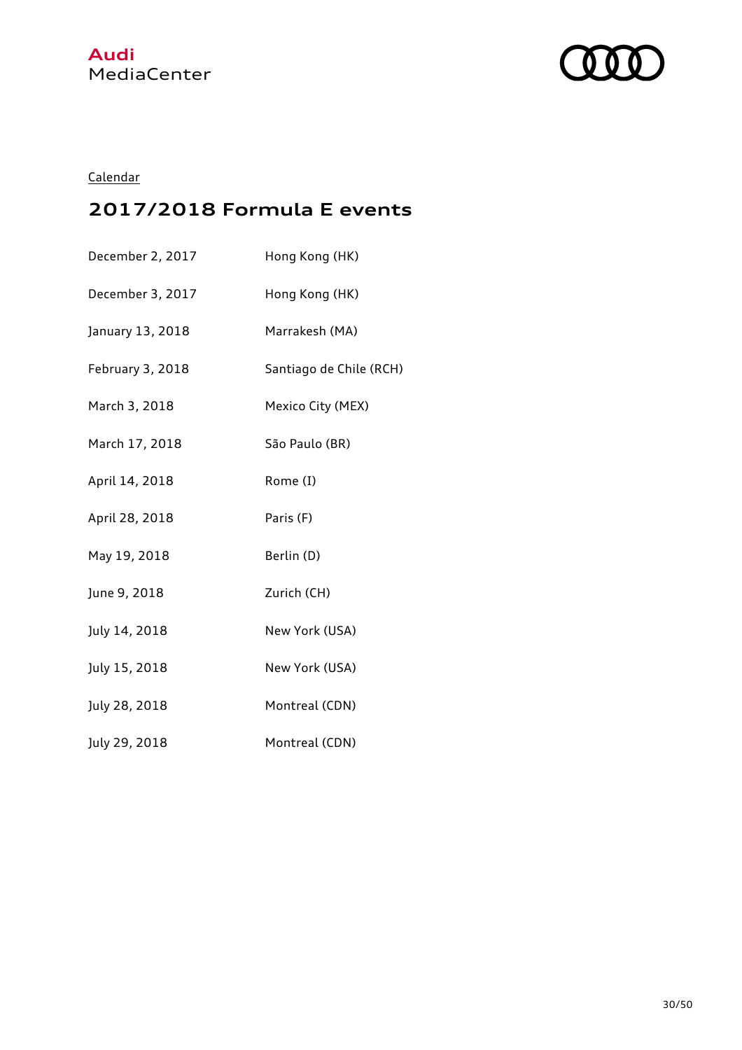Calendar

## 2017/2018 Formula E events

| | |
|---|---|
| December 2, 2017 | Hong Kong (HK) |
| December 3, 2017 | Hong Kong (HK) |
| January 13, 2018 | Marrakesh (MA) |
| February 3, 2018 | Santiago de Chile (RCH) |
| March 3, 2018 | Mexico City (MEX) |
| March 17, 2018 | São Paulo (BR) |
| April 14, 2018 | Rome (I) |
| April 28, 2018 | Paris (F) |
| May 19, 2018 | Berlin (D) |
| June 9, 2018 | Zurich (CH) |
| July 14, 2018 | New York (USA) |
| July 15, 2018 | New York (USA) |
| July 28, 2018 | Montreal (CDN) |
| July 29, 2018 | Montreal (CDN) |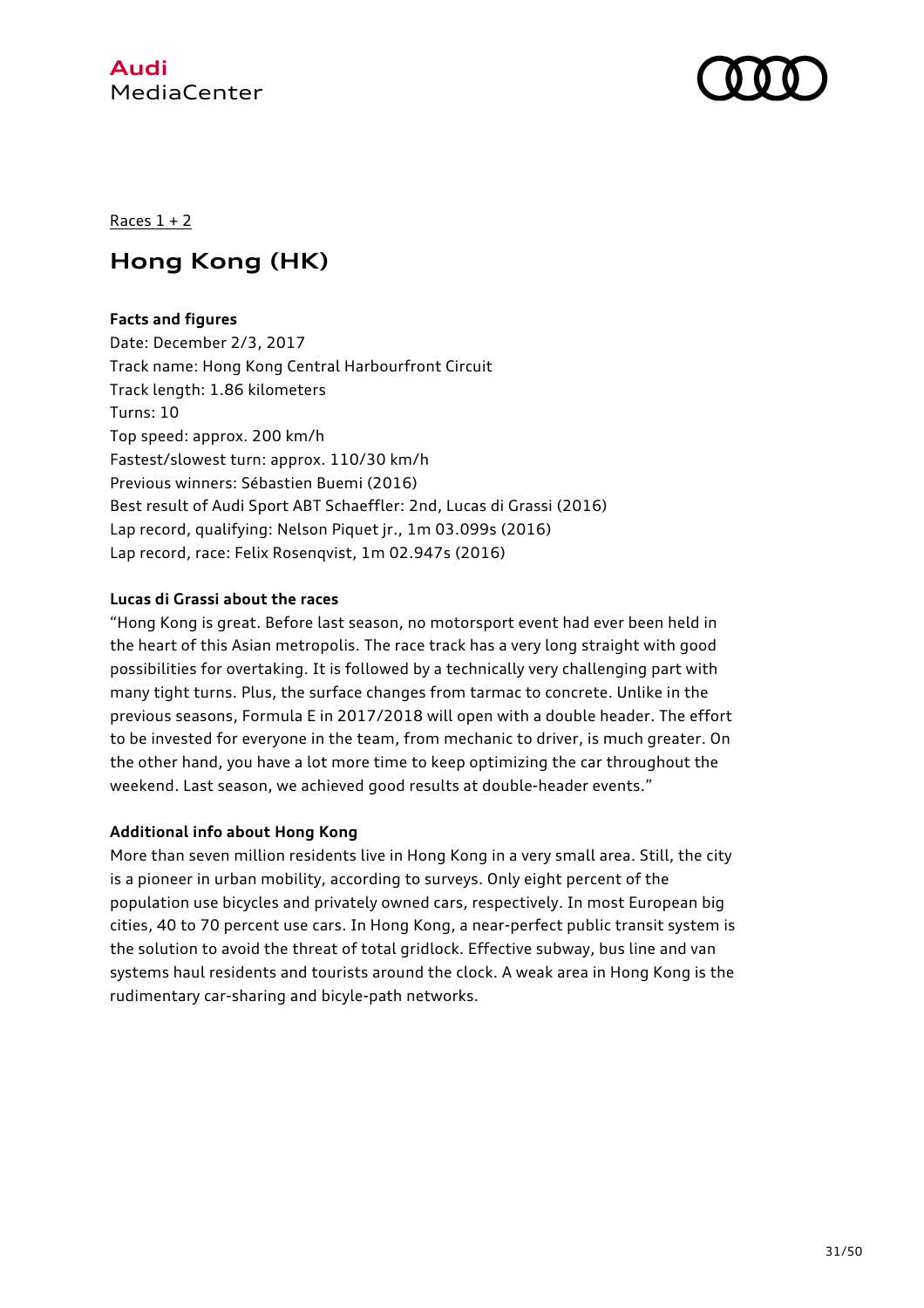Races 1 + 2

# Hong Kong (HK)

**Facts and figures**
Date: December 2/3, 2017
Track name: Hong Kong Central Harbourfront Circuit
Track length: 1.86 kilometers
Turns: 10
Top speed: approx. 200 km/h
Fastest/slowest turn: approx. 110/30 km/h
Previous winners: Sébastien Buemi (2016)
Best result of Audi Sport ABT Schaeffler: 2nd, Lucas di Grassi (2016)
Lap record, qualifying: Nelson Piquet jr., 1m 03.099s (2016)
Lap record, race: Felix Rosenqvist, 1m 02.947s (2016)

**Lucas di Grassi about the races**

"Hong Kong is great. Before last season, no motorsport event had ever been held in the heart of this Asian metropolis. The race track has a very long straight with good possibilities for overtaking. It is followed by a technically very challenging part with many tight turns. Plus, the surface changes from tarmac to concrete. Unlike in the previous seasons, Formula E in 2017/2018 will open with a double header. The effort to be invested for everyone in the team, from mechanic to driver, is much greater. On the other hand, you have a lot more time to keep optimizing the car throughout the weekend. Last season, we achieved good results at double-header events."

**Additional info about Hong Kong**

More than seven million residents live in Hong Kong in a very small area. Still, the city is a pioneer in urban mobility, according to surveys. Only eight percent of the population use bicycles and privately owned cars, respectively. In most European big cities, 40 to 70 percent use cars. In Hong Kong, a near-perfect public transit system is the solution to avoid the threat of total gridlock. Effective subway, bus line and van systems haul residents and tourists around the clock. A weak area in Hong Kong is the rudimentary car-sharing and bicyle-path networks.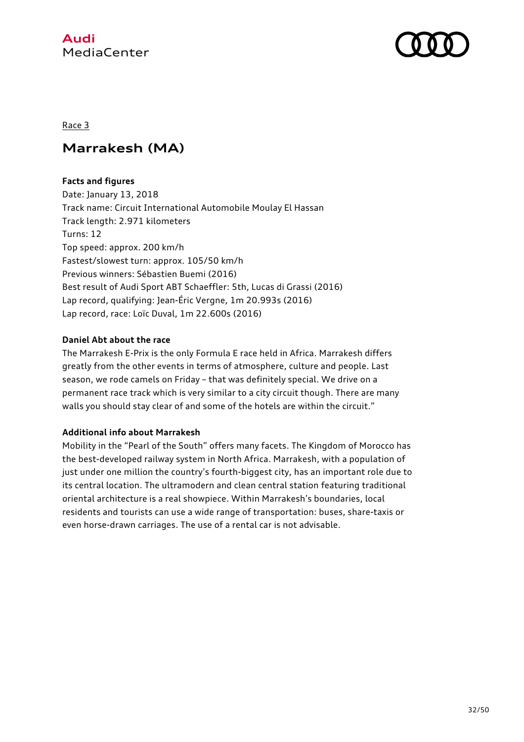Race 3

# Marrakesh (MA)

**Facts and figures**

Date: January 13, 2018
Track name: Circuit International Automobile Moulay El Hassan
Track length: 2.971 kilometers
Turns: 12
Top speed: approx. 200 km/h
Fastest/slowest turn: approx. 105/50 km/h
Previous winners: Sébastien Buemi (2016)
Best result of Audi Sport ABT Schaeffler: 5th, Lucas di Grassi (2016)
Lap record, qualifying: Jean-Éric Vergne, 1m 20.993s (2016)
Lap record, race: Loïc Duval, 1m 22.600s (2016)

**Daniel Abt about the race**

The Marrakesh E-Prix is the only Formula E race held in Africa. Marrakesh differs greatly from the other events in terms of atmosphere, culture and people. Last season, we rode camels on Friday – that was definitely special. We drive on a permanent race track which is very similar to a city circuit though. There are many walls you should stay clear of and some of the hotels are within the circuit."

**Additional info about Marrakesh**

Mobility in the "Pearl of the South" offers many facets. The Kingdom of Morocco has the best-developed railway system in North Africa. Marrakesh, with a population of just under one million the country's fourth-biggest city, has an important role due to its central location. The ultramodern and clean central station featuring traditional oriental architecture is a real showpiece. Within Marrakesh's boundaries, local residents and tourists can use a wide range of transportation: buses, share-taxis or even horse-drawn carriages. The use of a rental car is not advisable.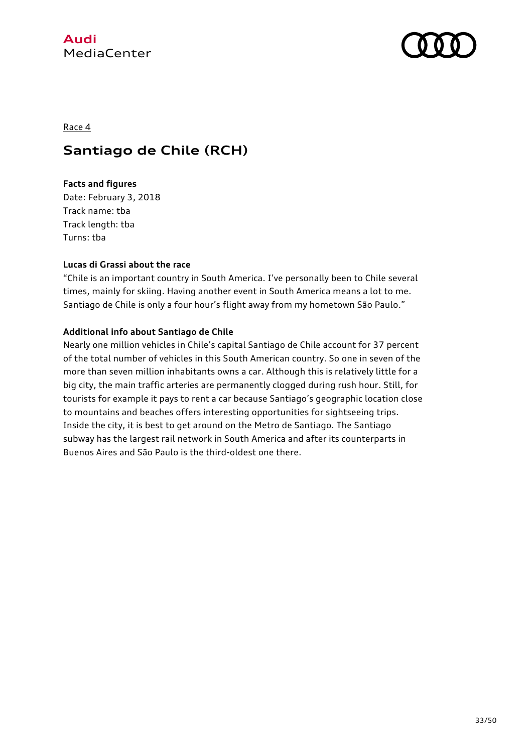Race 4

# Santiago de Chile (RCH)

**Facts and figures**

Date: February 3, 2018
Track name: tba
Track length: tba
Turns: tba

**Lucas di Grassi about the race**

"Chile is an important country in South America. I've personally been to Chile several times, mainly for skiing. Having another event in South America means a lot to me. Santiago de Chile is only a four hour's flight away from my hometown São Paulo."

**Additional info about Santiago de Chile**

Nearly one million vehicles in Chile's capital Santiago de Chile account for 37 percent of the total number of vehicles in this South American country. So one in seven of the more than seven million inhabitants owns a car. Although this is relatively little for a big city, the main traffic arteries are permanently clogged during rush hour. Still, for tourists for example it pays to rent a car because Santiago's geographic location close to mountains and beaches offers interesting opportunities for sightseeing trips. Inside the city, it is best to get around on the Metro de Santiago. The Santiago subway has the largest rail network in South America and after its counterparts in Buenos Aires and São Paulo is the third-oldest one there.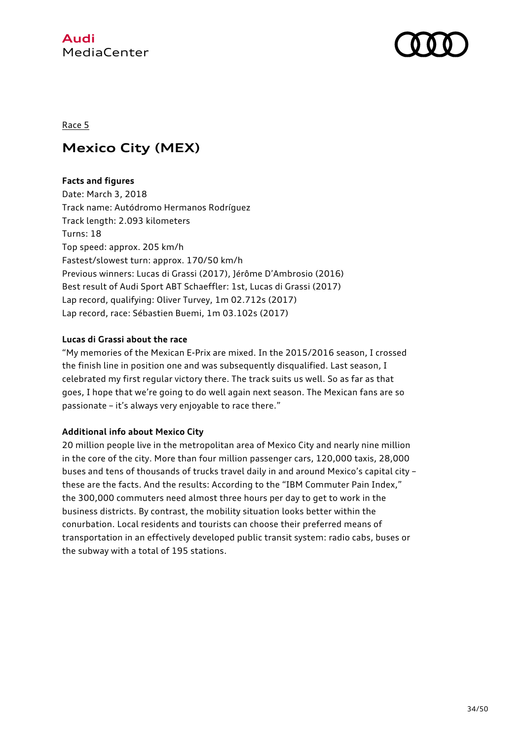Race 5

# Mexico City (MEX)

**Facts and figures**

Date: March 3, 2018
Track name: Autódromo Hermanos Rodríguez
Track length: 2.093 kilometers
Turns: 18
Top speed: approx. 205 km/h
Fastest/slowest turn: approx. 170/50 km/h
Previous winners: Lucas di Grassi (2017), Jérôme D'Ambrosio (2016)
Best result of Audi Sport ABT Schaeffler: 1st, Lucas di Grassi (2017)
Lap record, qualifying: Oliver Turvey, 1m 02.712s (2017)
Lap record, race: Sébastien Buemi, 1m 03.102s (2017)

**Lucas di Grassi about the race**

"My memories of the Mexican E-Prix are mixed. In the 2015/2016 season, I crossed the finish line in position one and was subsequently disqualified. Last season, I celebrated my first regular victory there. The track suits us well. So as far as that goes, I hope that we're going to do well again next season. The Mexican fans are so passionate – it's always very enjoyable to race there."

**Additional info about Mexico City**

20 million people live in the metropolitan area of Mexico City and nearly nine million in the core of the city. More than four million passenger cars, 120,000 taxis, 28,000 buses and tens of thousands of trucks travel daily in and around Mexico's capital city – these are the facts. And the results: According to the "IBM Commuter Pain Index," the 300,000 commuters need almost three hours per day to get to work in the business districts. By contrast, the mobility situation looks better within the conurbation. Local residents and tourists can choose their preferred means of transportation in an effectively developed public transit system: radio cabs, buses or the subway with a total of 195 stations.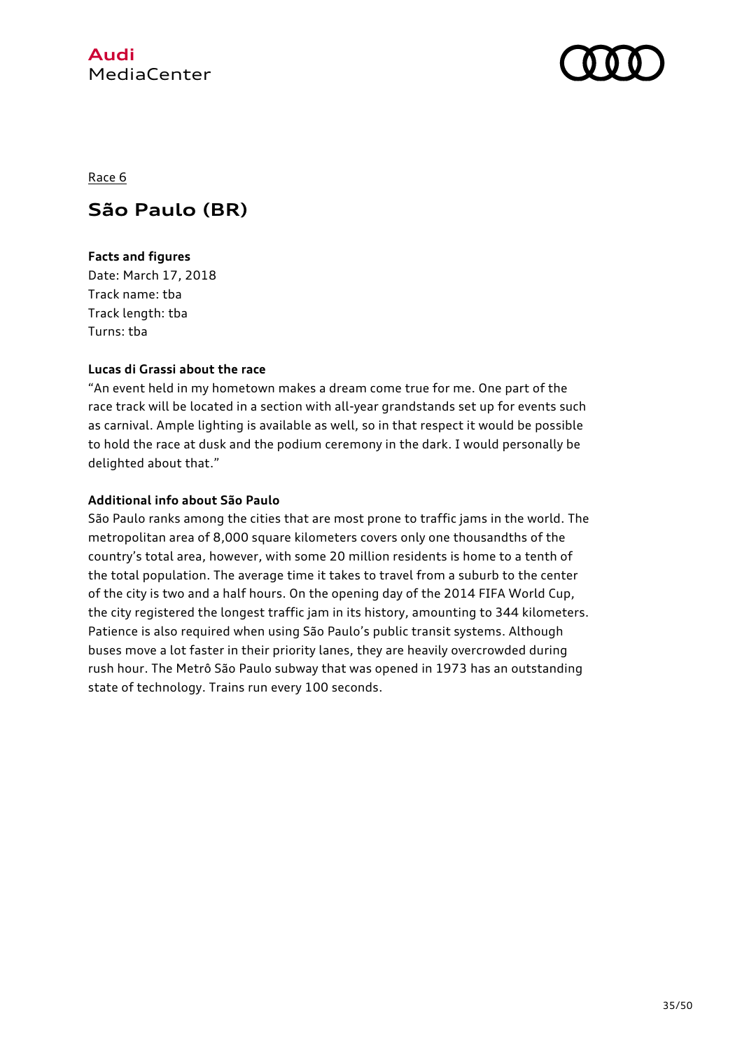Race 6

# São Paulo (BR)

**Facts and figures**

Date: March 17, 2018
Track name: tba
Track length: tba
Turns: tba

**Lucas di Grassi about the race**

"An event held in my hometown makes a dream come true for me. One part of the race track will be located in a section with all-year grandstands set up for events such as carnival. Ample lighting is available as well, so in that respect it would be possible to hold the race at dusk and the podium ceremony in the dark. I would personally be delighted about that."

**Additional info about São Paulo**

São Paulo ranks among the cities that are most prone to traffic jams in the world. The metropolitan area of 8,000 square kilometers covers only one thousandths of the country's total area, however, with some 20 million residents is home to a tenth of the total population. The average time it takes to travel from a suburb to the center of the city is two and a half hours. On the opening day of the 2014 FIFA World Cup, the city registered the longest traffic jam in its history, amounting to 344 kilometers. Patience is also required when using São Paulo's public transit systems. Although buses move a lot faster in their priority lanes, they are heavily overcrowded during rush hour. The Metrô São Paulo subway that was opened in 1973 has an outstanding state of technology. Trains run every 100 seconds.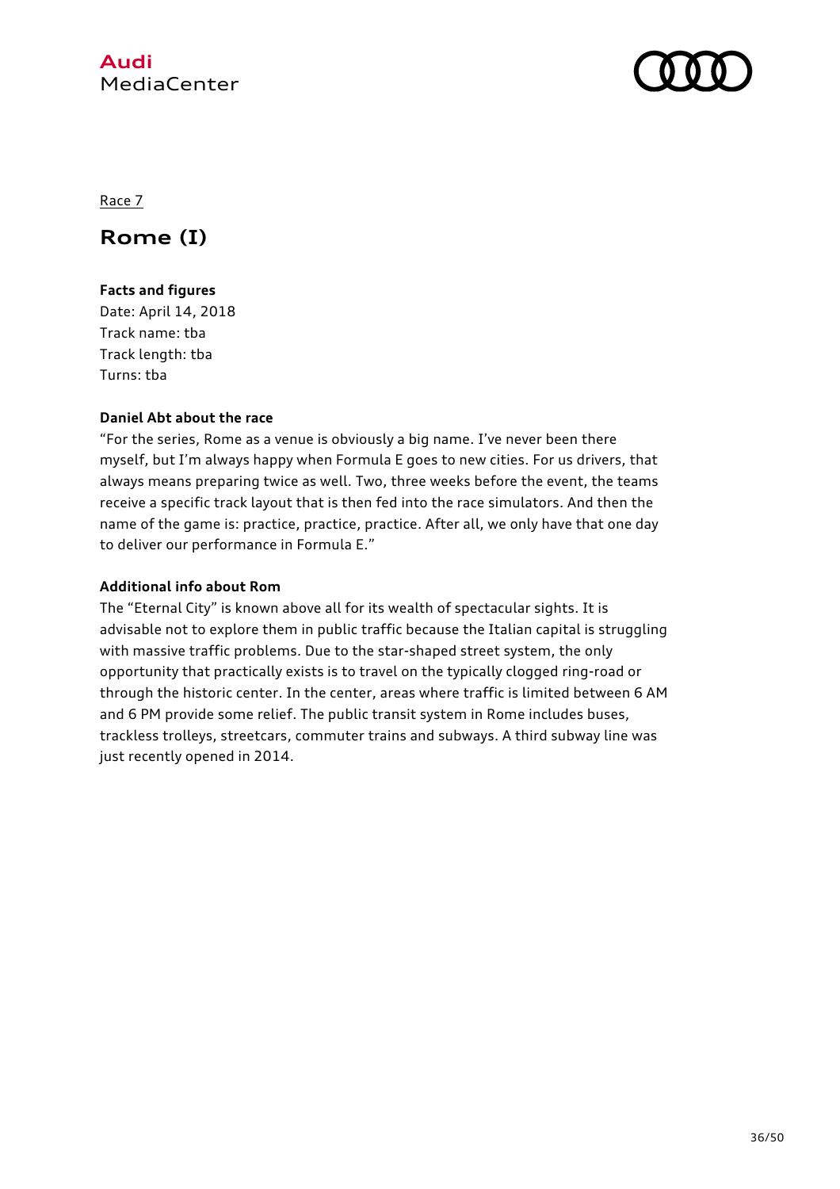Race 7

# Rome (I)

**Facts and figures**
Date: April 14, 2018
Track name: tba
Track length: tba
Turns: tba

**Daniel Abt about the race**

"For the series, Rome as a venue is obviously a big name. I've never been there myself, but I'm always happy when Formula E goes to new cities. For us drivers, that always means preparing twice as well. Two, three weeks before the event, the teams receive a specific track layout that is then fed into the race simulators. And then the name of the game is: practice, practice, practice. After all, we only have that one day to deliver our performance in Formula E."

**Additional info about Rom**

The "Eternal City" is known above all for its wealth of spectacular sights. It is advisable not to explore them in public traffic because the Italian capital is struggling with massive traffic problems. Due to the star-shaped street system, the only opportunity that practically exists is to travel on the typically clogged ring-road or through the historic center. In the center, areas where traffic is limited between 6 AM and 6 PM provide some relief. The public transit system in Rome includes buses, trackless trolleys, streetcars, commuter trains and subways. A third subway line was just recently opened in 2014.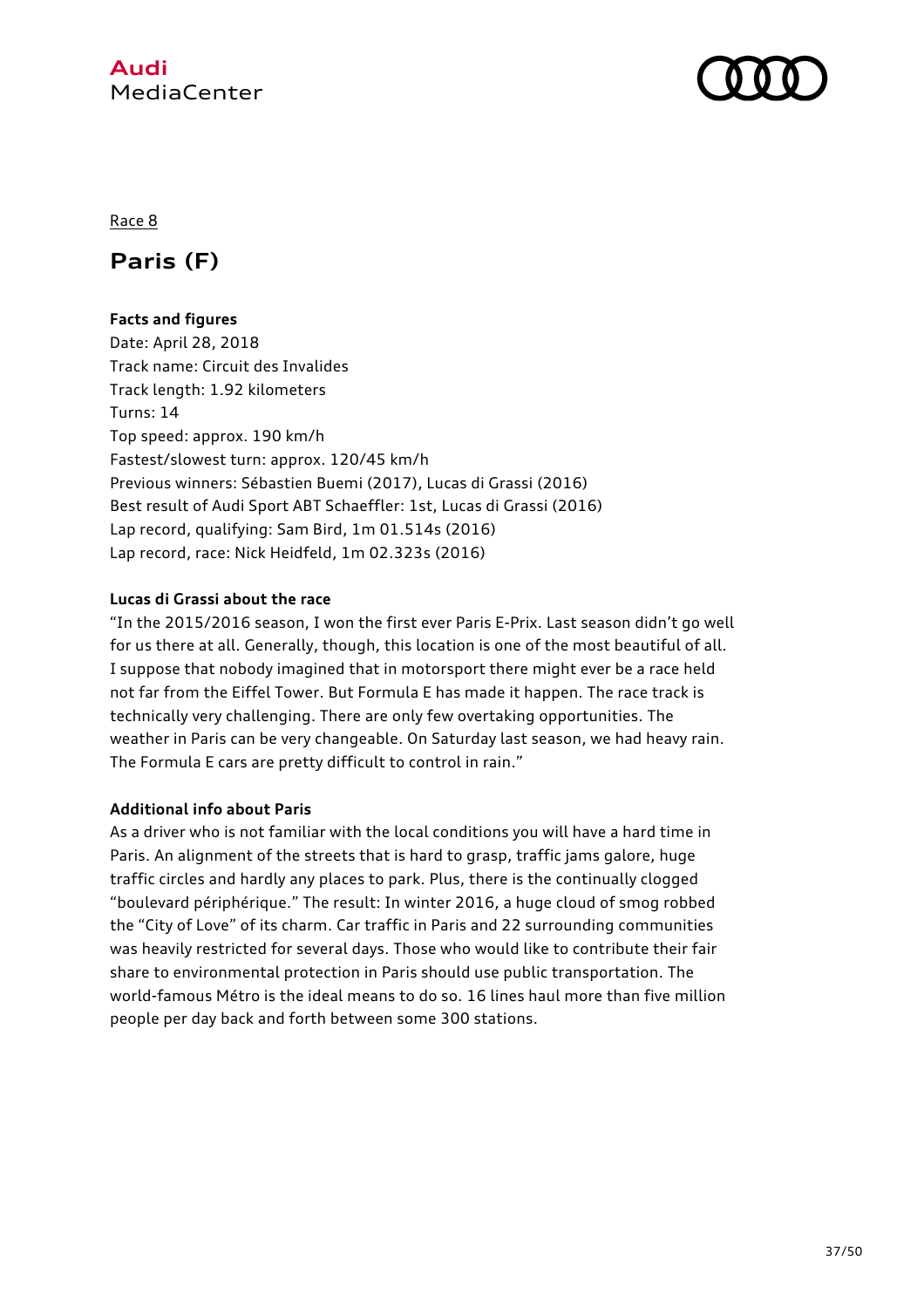Race 8

# Paris (F)

**Facts and figures**

Date: April 28, 2018
Track name: Circuit des Invalides
Track length: 1.92 kilometers
Turns: 14
Top speed: approx. 190 km/h
Fastest/slowest turn: approx. 120/45 km/h
Previous winners: Sébastien Buemi (2017), Lucas di Grassi (2016)
Best result of Audi Sport ABT Schaeffler: 1st, Lucas di Grassi (2016)
Lap record, qualifying: Sam Bird, 1m 01.514s (2016)
Lap record, race: Nick Heidfeld, 1m 02.323s (2016)

**Lucas di Grassi about the race**

"In the 2015/2016 season, I won the first ever Paris E-Prix. Last season didn't go well for us there at all. Generally, though, this location is one of the most beautiful of all. I suppose that nobody imagined that in motorsport there might ever be a race held not far from the Eiffel Tower. But Formula E has made it happen. The race track is technically very challenging. There are only few overtaking opportunities. The weather in Paris can be very changeable. On Saturday last season, we had heavy rain. The Formula E cars are pretty difficult to control in rain."

**Additional info about Paris**

As a driver who is not familiar with the local conditions you will have a hard time in Paris. An alignment of the streets that is hard to grasp, traffic jams galore, huge traffic circles and hardly any places to park. Plus, there is the continually clogged "boulevard périphérique." The result: In winter 2016, a huge cloud of smog robbed the "City of Love" of its charm. Car traffic in Paris and 22 surrounding communities was heavily restricted for several days. Those who would like to contribute their fair share to environmental protection in Paris should use public transportation. The world-famous Métro is the ideal means to do so. 16 lines haul more than five million people per day back and forth between some 300 stations.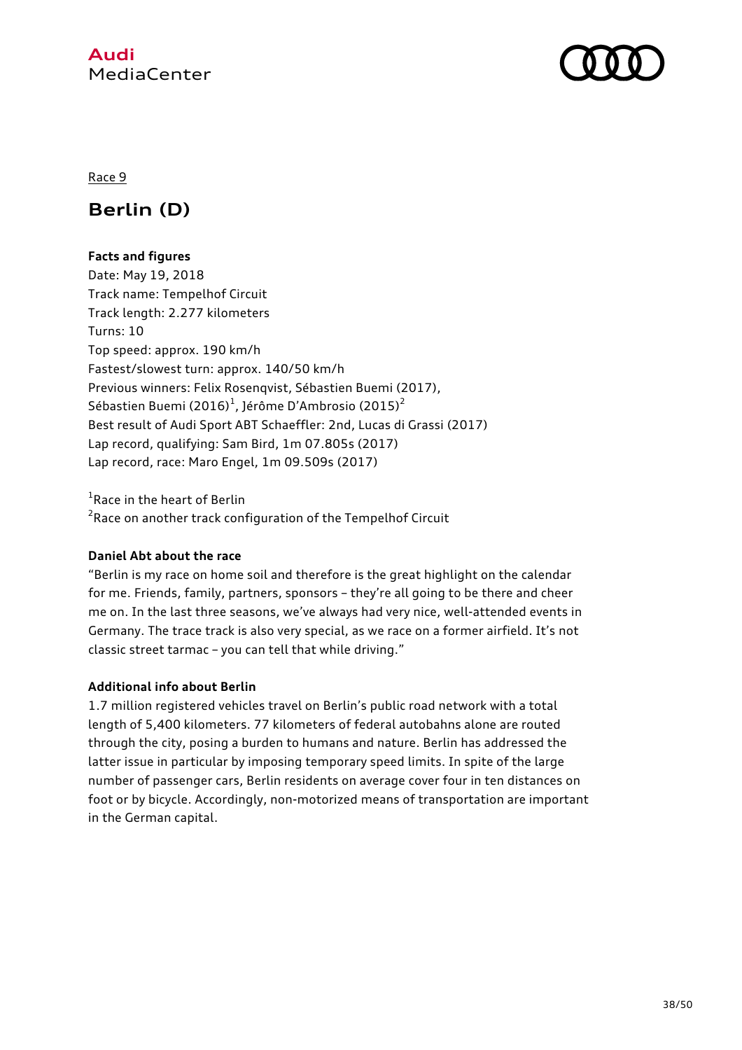Race 9

## Berlin (D)

**Facts and figures**

Date: May 19, 2018
Track name: Tempelhof Circuit
Track length: 2.277 kilometers
Turns: 10
Top speed: approx. 190 km/h
Fastest/slowest turn: approx. 140/50 km/h
Previous winners: Felix Rosenqvist, Sébastien Buemi (2017), Sébastien Buemi (2016)[1], Jérôme D'Ambrosio (2015)[2]
Best result of Audi Sport ABT Schaeffler: 2nd, Lucas di Grassi (2017)
Lap record, qualifying: Sam Bird, 1m 07.805s (2017)
Lap record, race: Maro Engel, 1m 09.509s (2017)

[1]Race in the heart of Berlin
[2]Race on another track configuration of the Tempelhof Circuit

**Daniel Abt about the race**

"Berlin is my race on home soil and therefore is the great highlight on the calendar for me. Friends, family, partners, sponsors – they're all going to be there and cheer me on. In the last three seasons, we've always had very nice, well-attended events in Germany. The trace track is also very special, as we race on a former airfield. It's not classic street tarmac – you can tell that while driving."

**Additional info about Berlin**

1.7 million registered vehicles travel on Berlin's public road network with a total length of 5,400 kilometers. 77 kilometers of federal autobahns alone are routed through the city, posing a burden to humans and nature. Berlin has addressed the latter issue in particular by imposing temporary speed limits. In spite of the large number of passenger cars, Berlin residents on average cover four in ten distances on foot or by bicycle. Accordingly, non-motorized means of transportation are important in the German capital.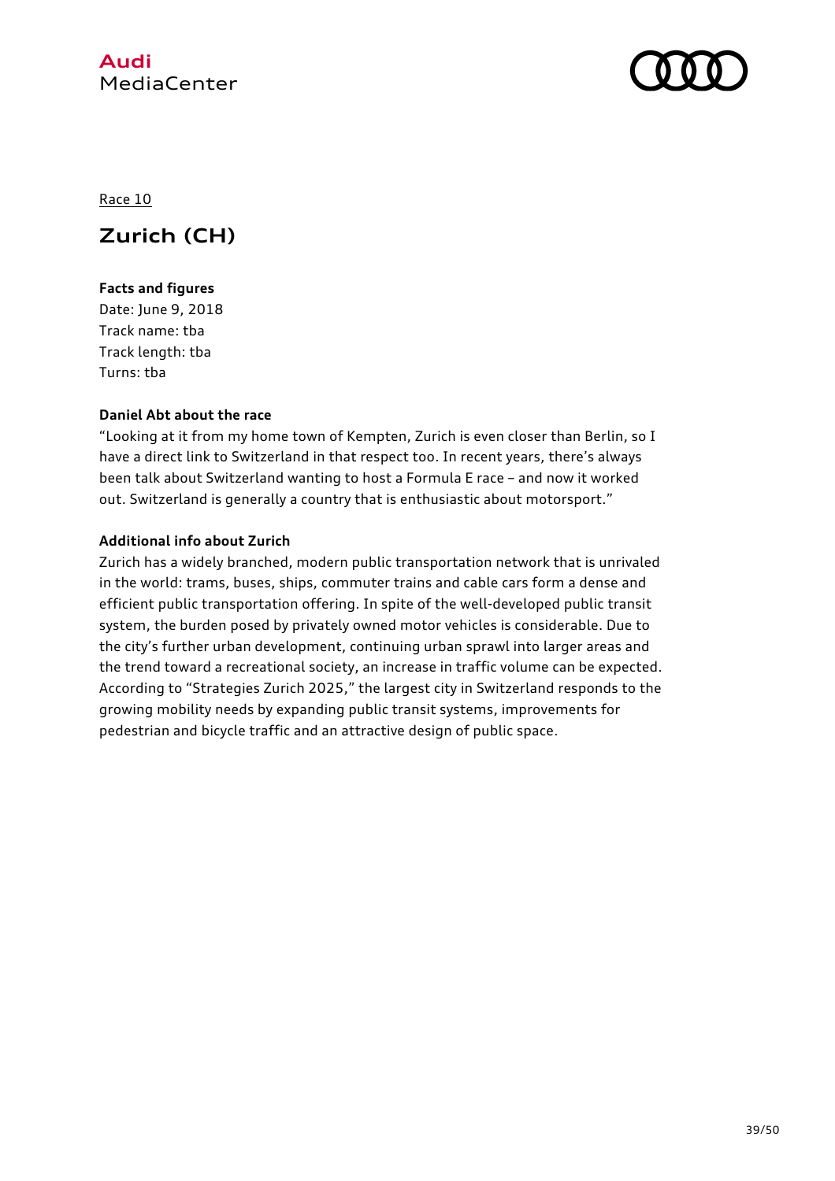Race 10

## Zurich (CH)

**Facts and figures**

Date: June 9, 2018
Track name: tba
Track length: tba
Turns: tba

**Daniel Abt about the race**

"Looking at it from my home town of Kempten, Zurich is even closer than Berlin, so I have a direct link to Switzerland in that respect too. In recent years, there's always been talk about Switzerland wanting to host a Formula E race – and now it worked out. Switzerland is generally a country that is enthusiastic about motorsport."

**Additional info about Zurich**

Zurich has a widely branched, modern public transportation network that is unrivaled in the world: trams, buses, ships, commuter trains and cable cars form a dense and efficient public transportation offering. In spite of the well-developed public transit system, the burden posed by privately owned motor vehicles is considerable. Due to the city's further urban development, continuing urban sprawl into larger areas and the trend toward a recreational society, an increase in traffic volume can be expected. According to "Strategies Zurich 2025," the largest city in Switzerland responds to the growing mobility needs by expanding public transit systems, improvements for pedestrian and bicycle traffic and an attractive design of public space.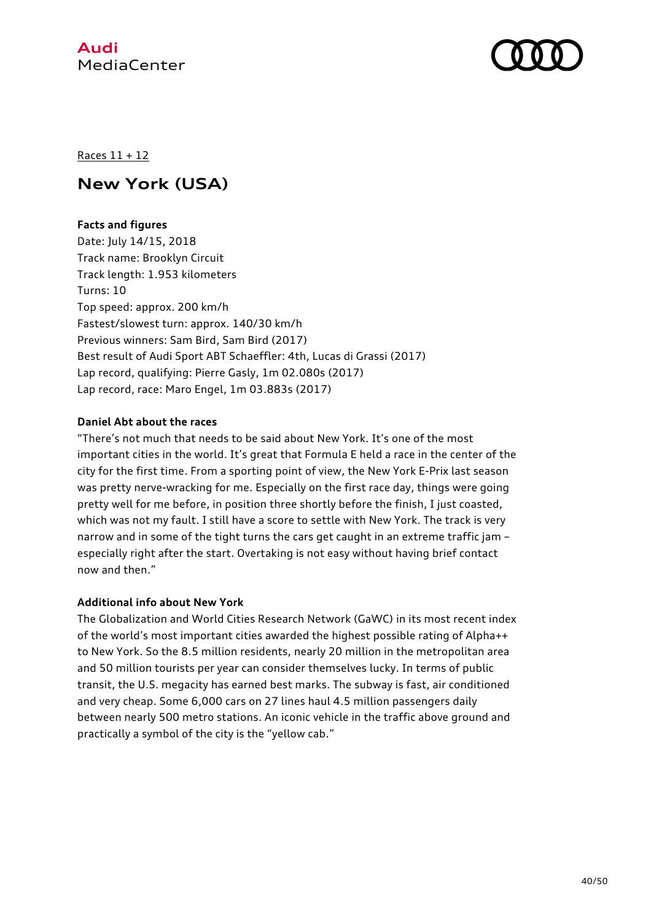Races 11 + 12

# New York (USA)

**Facts and figures**

Date: July 14/15, 2018
Track name: Brooklyn Circuit
Track length: 1.953 kilometers
Turns: 10
Top speed: approx. 200 km/h
Fastest/slowest turn: approx. 140/30 km/h
Previous winners: Sam Bird, Sam Bird (2017)
Best result of Audi Sport ABT Schaeffler: 4th, Lucas di Grassi (2017)
Lap record, qualifying: Pierre Gasly, 1m 02.080s (2017)
Lap record, race: Maro Engel, 1m 03.883s (2017)

**Daniel Abt about the races**

"There's not much that needs to be said about New York. It's one of the most important cities in the world. It's great that Formula E held a race in the center of the city for the first time. From a sporting point of view, the New York E-Prix last season was pretty nerve-wracking for me. Especially on the first race day, things were going pretty well for me before, in position three shortly before the finish, I just coasted, which was not my fault. I still have a score to settle with New York. The track is very narrow and in some of the tight turns the cars get caught in an extreme traffic jam – especially right after the start. Overtaking is not easy without having brief contact now and then."

**Additional info about New York**

The Globalization and World Cities Research Network (GaWC) in its most recent index of the world's most important cities awarded the highest possible rating of Alpha++ to New York. So the 8.5 million residents, nearly 20 million in the metropolitan area and 50 million tourists per year can consider themselves lucky. In terms of public transit, the U.S. megacity has earned best marks. The subway is fast, air conditioned and very cheap. Some 6,000 cars on 27 lines haul 4.5 million passengers daily between nearly 500 metro stations. An iconic vehicle in the traffic above ground and practically a symbol of the city is the "yellow cab."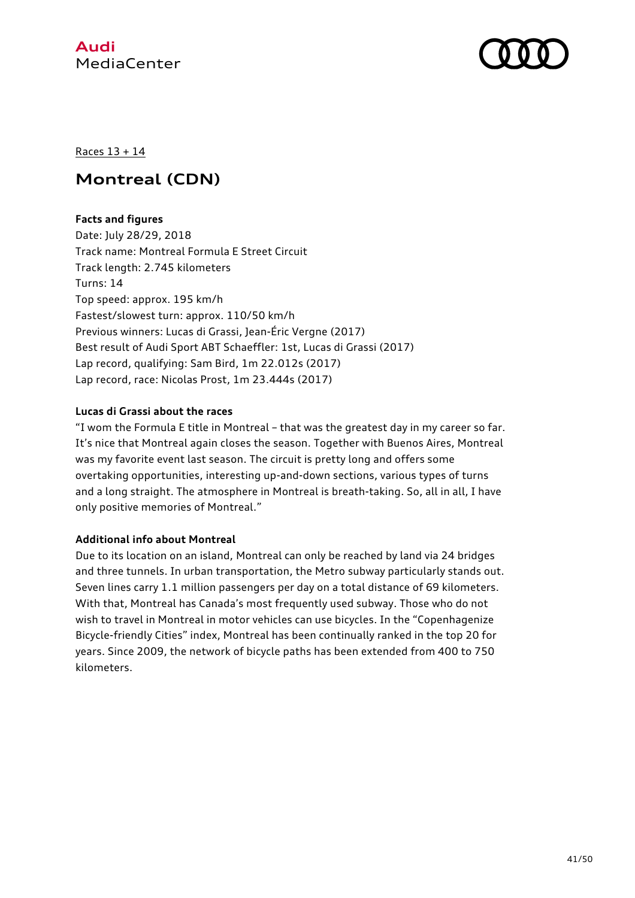Races 13 + 14

# Montreal (CDN)

**Facts and figures**

Date: July 28/29, 2018
Track name: Montreal Formula E Street Circuit
Track length: 2.745 kilometers
Turns: 14
Top speed: approx. 195 km/h
Fastest/slowest turn: approx. 110/50 km/h
Previous winners: Lucas di Grassi, Jean-Éric Vergne (2017)
Best result of Audi Sport ABT Schaeffler: 1st, Lucas di Grassi (2017)
Lap record, qualifying: Sam Bird, 1m 22.012s (2017)
Lap record, race: Nicolas Prost, 1m 23.444s (2017)

**Lucas di Grassi about the races**

"I wom the Formula E title in Montreal – that was the greatest day in my career so far. It's nice that Montreal again closes the season. Together with Buenos Aires, Montreal was my favorite event last season. The circuit is pretty long and offers some overtaking opportunities, interesting up-and-down sections, various types of turns and a long straight. The atmosphere in Montreal is breath-taking. So, all in all, I have only positive memories of Montreal."

**Additional info about Montreal**

Due to its location on an island, Montreal can only be reached by land via 24 bridges and three tunnels. In urban transportation, the Metro subway particularly stands out. Seven lines carry 1.1 million passengers per day on a total distance of 69 kilometers. With that, Montreal has Canada's most frequently used subway. Those who do not wish to travel in Montreal in motor vehicles can use bicycles. In the "Copenhagenize Bicycle-friendly Cities" index, Montreal has been continually ranked in the top 20 for years. Since 2009, the network of bicycle paths has been extended from 400 to 750 kilometers.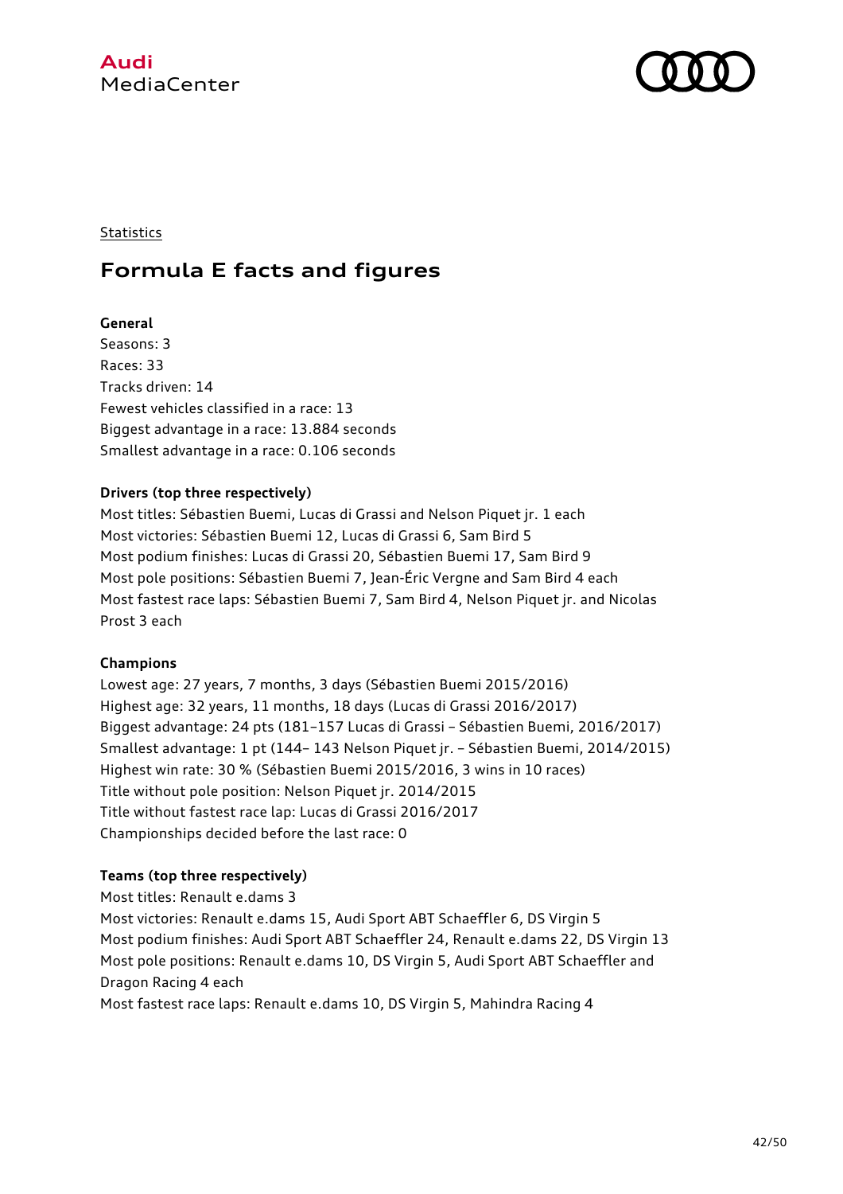Statistics

# Formula E facts and figures

**General**

Seasons: 3
Races: 33
Tracks driven: 14
Fewest vehicles classified in a race: 13
Biggest advantage in a race: 13.884 seconds
Smallest advantage in a race: 0.106 seconds

**Drivers (top three respectively)**

Most titles: Sébastien Buemi, Lucas di Grassi and Nelson Piquet jr. 1 each
Most victories: Sébastien Buemi 12, Lucas di Grassi 6, Sam Bird 5
Most podium finishes: Lucas di Grassi 20, Sébastien Buemi 17, Sam Bird 9
Most pole positions: Sébastien Buemi 7, Jean-Éric Vergne and Sam Bird 4 each
Most fastest race laps: Sébastien Buemi 7, Sam Bird 4, Nelson Piquet jr. and Nicolas Prost 3 each

**Champions**

Lowest age: 27 years, 7 months, 3 days (Sébastien Buemi 2015/2016)
Highest age: 32 years, 11 months, 18 days (Lucas di Grassi 2016/2017)
Biggest advantage: 24 pts (181–157 Lucas di Grassi – Sébastien Buemi, 2016/2017)
Smallest advantage: 1 pt (144– 143 Nelson Piquet jr. – Sébastien Buemi, 2014/2015)
Highest win rate: 30 % (Sébastien Buemi 2015/2016, 3 wins in 10 races)
Title without pole position: Nelson Piquet jr. 2014/2015
Title without fastest race lap: Lucas di Grassi 2016/2017
Championships decided before the last race: 0

**Teams (top three respectively)**

Most titles: Renault e.dams 3
Most victories: Renault e.dams 15, Audi Sport ABT Schaeffler 6, DS Virgin 5
Most podium finishes: Audi Sport ABT Schaeffler 24, Renault e.dams 22, DS Virgin 13
Most pole positions: Renault e.dams 10, DS Virgin 5, Audi Sport ABT Schaeffler and Dragon Racing 4 each
Most fastest race laps: Renault e.dams 10, DS Virgin 5, Mahindra Racing 4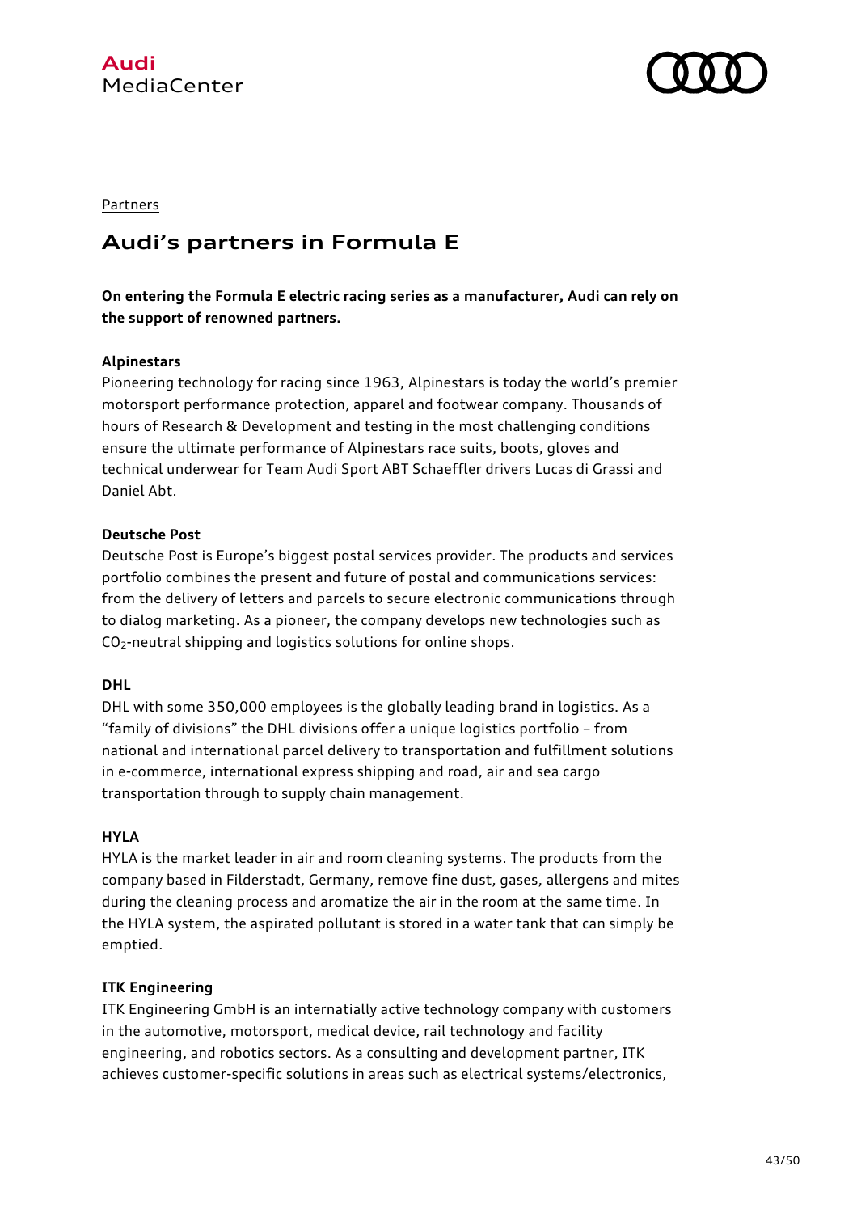Partners

# Audi's partners in Formula E

**On entering the Formula E electric racing series as a manufacturer, Audi can rely on the support of renowned partners.**

**Alpinestars**

Pioneering technology for racing since 1963, Alpinestars is today the world's premier motorsport performance protection, apparel and footwear company. Thousands of hours of Research & Development and testing in the most challenging conditions ensure the ultimate performance of Alpinestars race suits, boots, gloves and technical underwear for Team Audi Sport ABT Schaeffler drivers Lucas di Grassi and Daniel Abt.

**Deutsche Post**

Deutsche Post is Europe's biggest postal services provider. The products and services portfolio combines the present and future of postal and communications services: from the delivery of letters and parcels to secure electronic communications through to dialog marketing. As a pioneer, the company develops new technologies such as $CO_2$-neutral shipping and logistics solutions for online shops.

**DHL**

DHL with some 350,000 employees is the globally leading brand in logistics. As a "family of divisions" the DHL divisions offer a unique logistics portfolio – from national and international parcel delivery to transportation and fulfillment solutions in e-commerce, international express shipping and road, air and sea cargo transportation through to supply chain management.

**HYLA**

HYLA is the market leader in air and room cleaning systems. The products from the company based in Filderstadt, Germany, remove fine dust, gases, allergens and mites during the cleaning process and aromatize the air in the room at the same time. In the HYLA system, the aspirated pollutant is stored in a water tank that can simply be emptied.

**ITK Engineering**

ITK Engineering GmbH is an internatially active technology company with customers in the automotive, motorsport, medical device, rail technology and facility engineering, and robotics sectors. As a consulting and development partner, ITK achieves customer-specific solutions in areas such as electrical systems/electronics,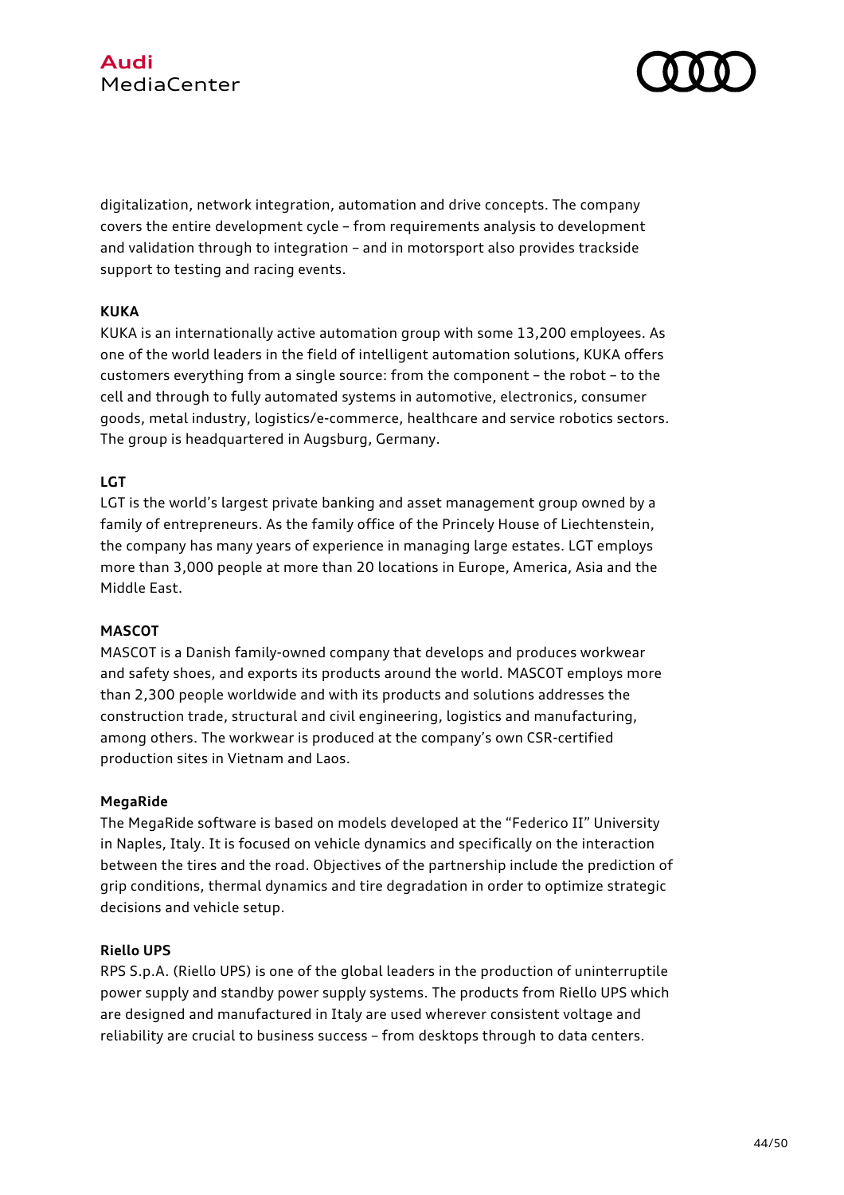digitalization, network integration, automation and drive concepts. The company covers the entire development cycle – from requirements analysis to development and validation through to integration – and in motorsport also provides trackside support to testing and racing events.

**KUKA**

KUKA is an internationally active automation group with some 13,200 employees. As one of the world leaders in the field of intelligent automation solutions, KUKA offers customers everything from a single source: from the component – the robot – to the cell and through to fully automated systems in automotive, electronics, consumer goods, metal industry, logistics/e-commerce, healthcare and service robotics sectors. The group is headquartered in Augsburg, Germany.

**LGT**

LGT is the world's largest private banking and asset management group owned by a family of entrepreneurs. As the family office of the Princely House of Liechtenstein, the company has many years of experience in managing large estates. LGT employs more than 3,000 people at more than 20 locations in Europe, America, Asia and the Middle East.

**MASCOT**

MASCOT is a Danish family-owned company that develops and produces workwear and safety shoes, and exports its products around the world. MASCOT employs more than 2,300 people worldwide and with its products and solutions addresses the construction trade, structural and civil engineering, logistics and manufacturing, among others. The workwear is produced at the company's own CSR-certified production sites in Vietnam and Laos.

**MegaRide**

The MegaRide software is based on models developed at the "Federico II" University in Naples, Italy. It is focused on vehicle dynamics and specifically on the interaction between the tires and the road. Objectives of the partnership include the prediction of grip conditions, thermal dynamics and tire degradation in order to optimize strategic decisions and vehicle setup.

**Riello UPS**

RPS S.p.A. (Riello UPS) is one of the global leaders in the production of uninterruptile power supply and standby power supply systems. The products from Riello UPS which are designed and manufactured in Italy are used wherever consistent voltage and reliability are crucial to business success – from desktops through to data centers.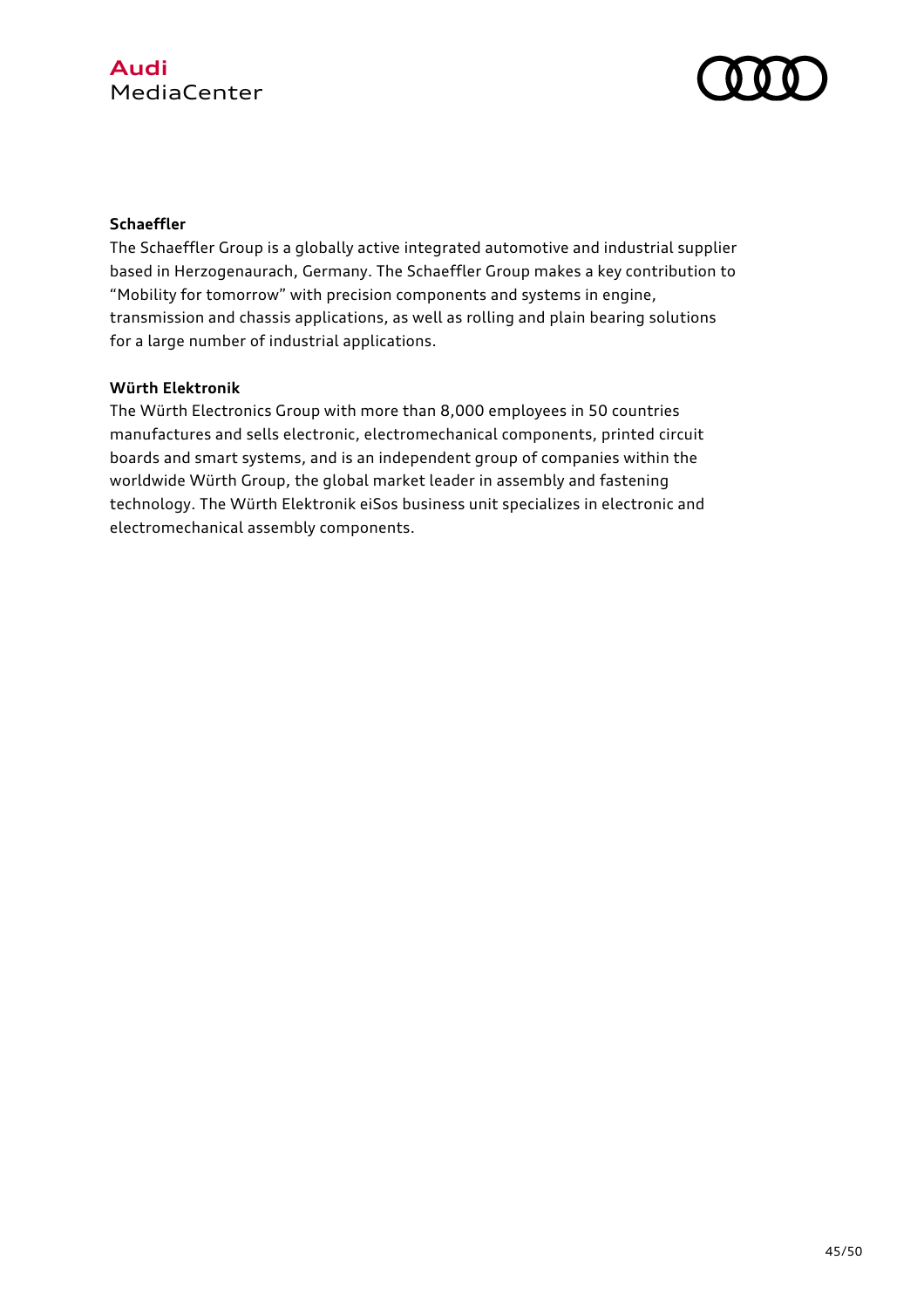**Schaeffler**

The Schaeffler Group is a globally active integrated automotive and industrial supplier based in Herzogenaurach, Germany. The Schaeffler Group makes a key contribution to "Mobility for tomorrow" with precision components and systems in engine, transmission and chassis applications, as well as rolling and plain bearing solutions for a large number of industrial applications.

**Würth Elektronik**

The Würth Electronics Group with more than 8,000 employees in 50 countries manufactures and sells electronic, electromechanical components, printed circuit boards and smart systems, and is an independent group of companies within the worldwide Würth Group, the global market leader in assembly and fastening technology. The Würth Elektronik eiSos business unit specializes in electronic and electromechanical assembly components.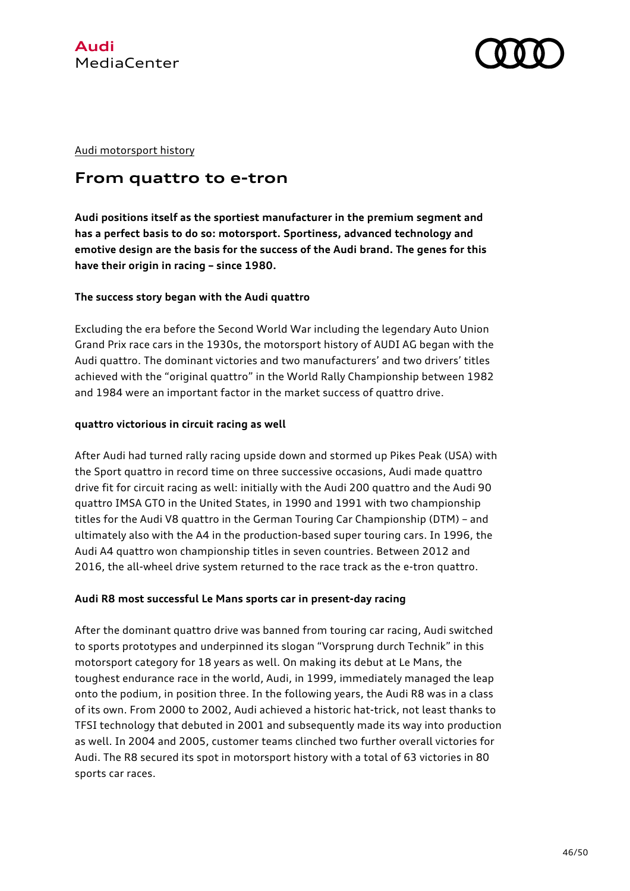Audi motorsport history

# From quattro to e-tron

**Audi positions itself as the sportiest manufacturer in the premium segment and has a perfect basis to do so: motorsport. Sportiness, advanced technology and emotive design are the basis for the success of the Audi brand. The genes for this have their origin in racing – since 1980.**

**The success story began with the Audi quattro**

Excluding the era before the Second World War including the legendary Auto Union Grand Prix race cars in the 1930s, the motorsport history of AUDI AG began with the Audi quattro. The dominant victories and two manufacturers' and two drivers' titles achieved with the "original quattro" in the World Rally Championship between 1982 and 1984 were an important factor in the market success of quattro drive.

**quattro victorious in circuit racing as well**

After Audi had turned rally racing upside down and stormed up Pikes Peak (USA) with the Sport quattro in record time on three successive occasions, Audi made quattro drive fit for circuit racing as well: initially with the Audi 200 quattro and the Audi 90 quattro IMSA GTO in the United States, in 1990 and 1991 with two championship titles for the Audi V8 quattro in the German Touring Car Championship (DTM) – and ultimately also with the A4 in the production-based super touring cars. In 1996, the Audi A4 quattro won championship titles in seven countries. Between 2012 and 2016, the all-wheel drive system returned to the race track as the e-tron quattro.

**Audi R8 most successful Le Mans sports car in present-day racing**

After the dominant quattro drive was banned from touring car racing, Audi switched to sports prototypes and underpinned its slogan "Vorsprung durch Technik" in this motorsport category for 18 years as well. On making its debut at Le Mans, the toughest endurance race in the world, Audi, in 1999, immediately managed the leap onto the podium, in position three. In the following years, the Audi R8 was in a class of its own. From 2000 to 2002, Audi achieved a historic hat-trick, not least thanks to TFSI technology that debuted in 2001 and subsequently made its way into production as well. In 2004 and 2005, customer teams clinched two further overall victories for Audi. The R8 secured its spot in motorsport history with a total of 63 victories in 80 sports car races.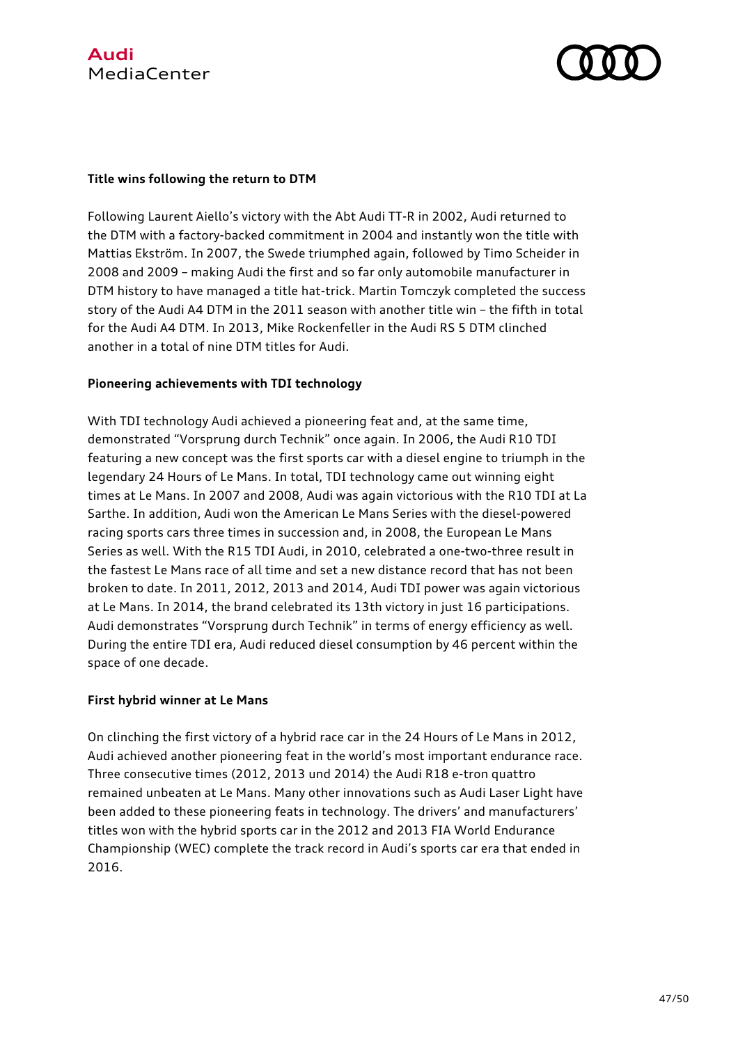**Title wins following the return to DTM**

Following Laurent Aiello's victory with the Abt Audi TT-R in 2002, Audi returned to the DTM with a factory-backed commitment in 2004 and instantly won the title with Mattias Ekström. In 2007, the Swede triumphed again, followed by Timo Scheider in 2008 and 2009 – making Audi the first and so far only automobile manufacturer in DTM history to have managed a title hat-trick. Martin Tomczyk completed the success story of the Audi A4 DTM in the 2011 season with another title win – the fifth in total for the Audi A4 DTM. In 2013, Mike Rockenfeller in the Audi RS 5 DTM clinched another in a total of nine DTM titles for Audi.

**Pioneering achievements with TDI technology**

With TDI technology Audi achieved a pioneering feat and, at the same time, demonstrated "Vorsprung durch Technik" once again. In 2006, the Audi R10 TDI featuring a new concept was the first sports car with a diesel engine to triumph in the legendary 24 Hours of Le Mans. In total, TDI technology came out winning eight times at Le Mans. In 2007 and 2008, Audi was again victorious with the R10 TDI at La Sarthe. In addition, Audi won the American Le Mans Series with the diesel-powered racing sports cars three times in succession and, in 2008, the European Le Mans Series as well. With the R15 TDI Audi, in 2010, celebrated a one-two-three result in the fastest Le Mans race of all time and set a new distance record that has not been broken to date. In 2011, 2012, 2013 and 2014, Audi TDI power was again victorious at Le Mans. In 2014, the brand celebrated its 13th victory in just 16 participations. Audi demonstrates "Vorsprung durch Technik" in terms of energy efficiency as well. During the entire TDI era, Audi reduced diesel consumption by 46 percent within the space of one decade.

**First hybrid winner at Le Mans**

On clinching the first victory of a hybrid race car in the 24 Hours of Le Mans in 2012, Audi achieved another pioneering feat in the world's most important endurance race. Three consecutive times (2012, 2013 und 2014) the Audi R18 e-tron quattro remained unbeaten at Le Mans. Many other innovations such as Audi Laser Light have been added to these pioneering feats in technology. The drivers' and manufacturers' titles won with the hybrid sports car in the 2012 and 2013 FIA World Endurance Championship (WEC) complete the track record in Audi's sports car era that ended in 2016.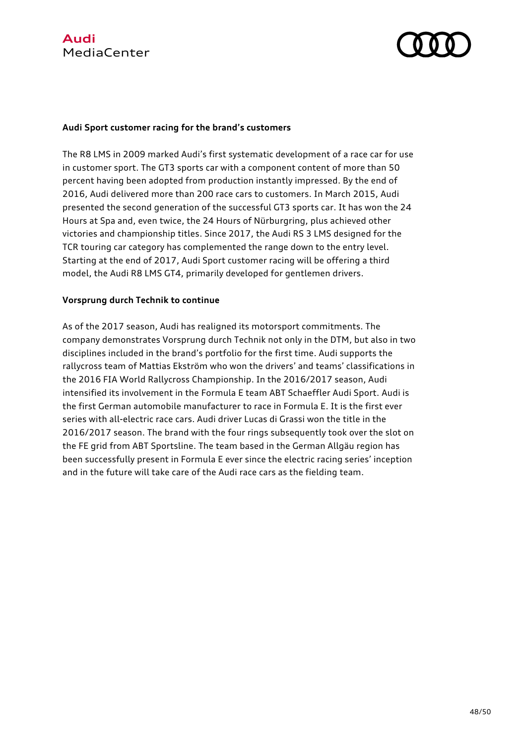**Audi Sport customer racing for the brand's customers**

The R8 LMS in 2009 marked Audi's first systematic development of a race car for use in customer sport. The GT3 sports car with a component content of more than 50 percent having been adopted from production instantly impressed. By the end of 2016, Audi delivered more than 200 race cars to customers. In March 2015, Audi presented the second generation of the successful GT3 sports car. It has won the 24 Hours at Spa and, even twice, the 24 Hours of Nürburgring, plus achieved other victories and championship titles. Since 2017, the Audi RS 3 LMS designed for the TCR touring car category has complemented the range down to the entry level. Starting at the end of 2017, Audi Sport customer racing will be offering a third model, the Audi R8 LMS GT4, primarily developed for gentlemen drivers.

**Vorsprung durch Technik to continue**

As of the 2017 season, Audi has realigned its motorsport commitments. The company demonstrates Vorsprung durch Technik not only in the DTM, but also in two disciplines included in the brand's portfolio for the first time. Audi supports the rallycross team of Mattias Ekström who won the drivers' and teams' classifications in the 2016 FIA World Rallycross Championship. In the 2016/2017 season, Audi intensified its involvement in the Formula E team ABT Schaeffler Audi Sport. Audi is the first German automobile manufacturer to race in Formula E. It is the first ever series with all-electric race cars. Audi driver Lucas di Grassi won the title in the 2016/2017 season. The brand with the four rings subsequently took over the slot on the FE grid from ABT Sportsline. The team based in the German Allgäu region has been successfully present in Formula E ever since the electric racing series' inception and in the future will take care of the Audi race cars as the fielding team.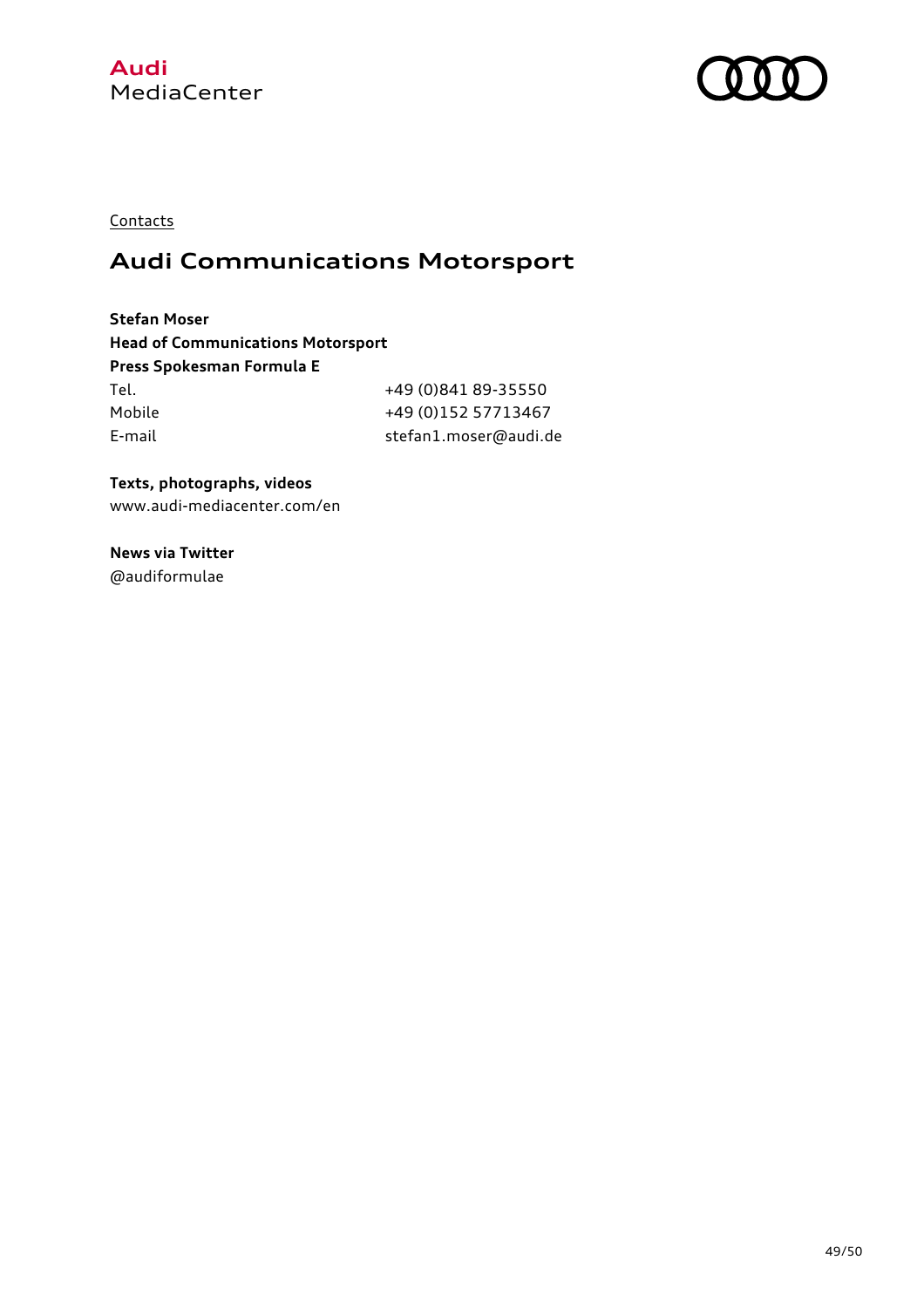Contacts

## Audi Communications Motorsport

**Stefan Moser**
**Head of Communications Motorsport**
**Press Spokesman Formula E**

| | |
|---|---|
| Tel. | +49 (0)841 89-35550 |
| Mobile | +49 (0)152 57713467 |
| E-mail | stefan1.moser@audi.de |

**Texts, photographs, videos**
www.audi-mediacenter.com/en

**News via Twitter**
@audiformulae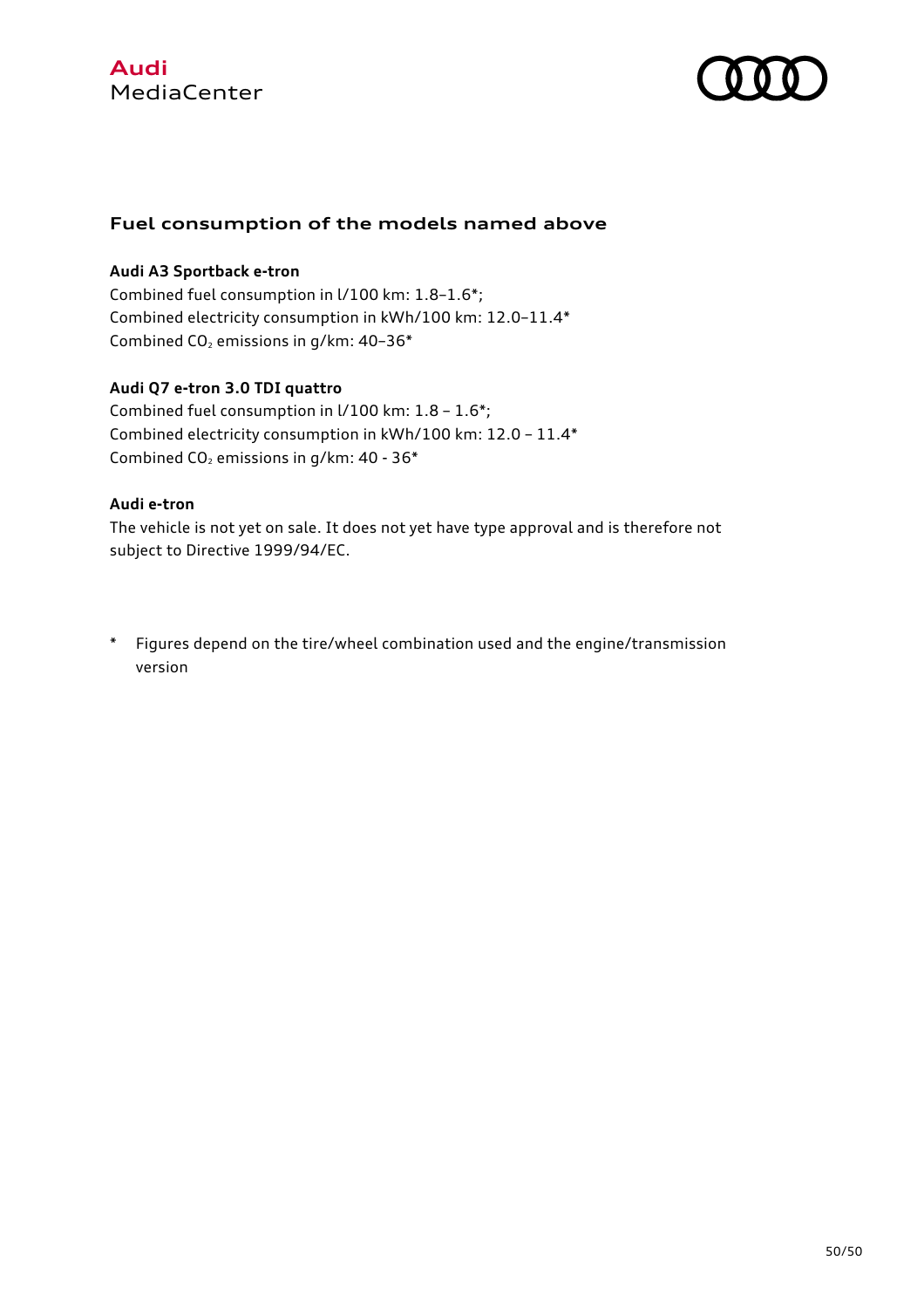## Fuel consumption of the models named above

**Audi A3 Sportback e-tron**
Combined fuel consumption in l/100 km: 1.8–1.6*;
Combined electricity consumption in kWh/100 km: 12.0–11.4*
Combined $CO_2$ emissions in g/km: 40–36*

**Audi Q7 e-tron 3.0 TDI quattro**
Combined fuel consumption in l/100 km: 1.8 – 1.6*;
Combined electricity consumption in kWh/100 km: 12.0 – 11.4*
Combined $CO_2$ emissions in g/km: 40 - 36*

**Audi e-tron**
The vehicle is not yet on sale. It does not yet have type approval and is therefore not subject to Directive 1999/94/EC.

\* Figures depend on the tire/wheel combination used and the engine/transmission version